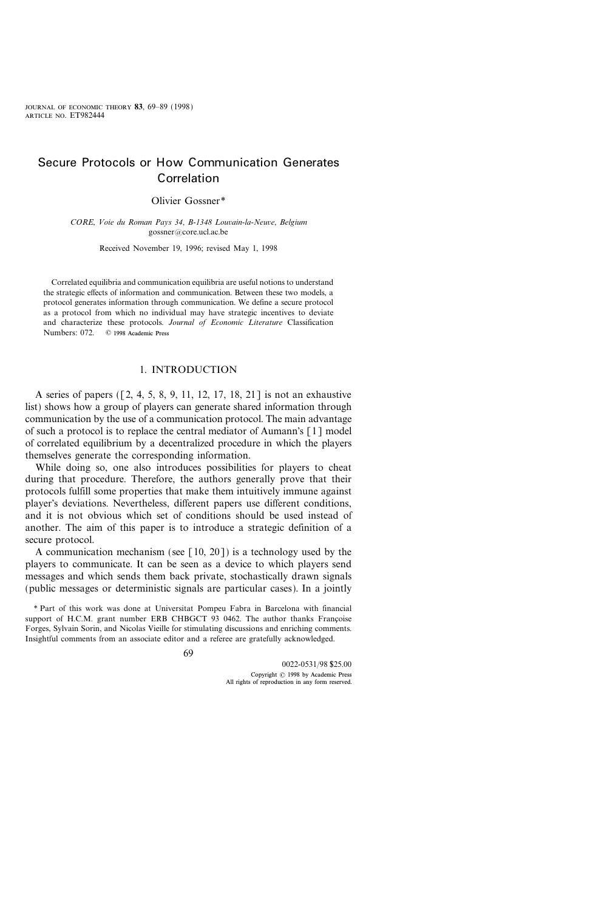# Secure Protocols or How Communication Generates Correlation

Olivier Gossner*

*CORE, Voie du Roman Pays 34, B-1348 Louvain-la-Neuve, Belgium*
gossner@core.ucl.ac.be

Received November 19, 1996; revised May 1, 1998

Correlated equilibria and communication equilibria are useful notions to understand the strategic effects of information and communication. Between these two models, a protocol generates information through communication. We define a secure protocol as a protocol from which no individual may have strategic incentives to deviate and characterize these protocols. *Journal of Economic Literature* Classification Numbers: 072. © 1998 Academic Press

## 1. INTRODUCTION

A series of papers ([2, 4, 5, 8, 9, 11, 12, 17, 18, 21] is not an exhaustive list) shows how a group of players can generate shared information through communication by the use of a communication protocol. The main advantage of such a protocol is to replace the central mediator of Aumann's [1] model of correlated equilibrium by a decentralized procedure in which the players themselves generate the corresponding information.

While doing so, one also introduces possibilities for players to cheat during that procedure. Therefore, the authors generally prove that their protocols fulfill some properties that make them intuitively immune against player's deviations. Nevertheless, different papers use different conditions, and it is not obvious which set of conditions should be used instead of another. The aim of this paper is to introduce a strategic definition of a secure protocol.

A communication mechanism (see [10, 20]) is a technology used by the players to communicate. It can be seen as a device to which players send messages and which sends them back private, stochastically drawn signals (public messages or deterministic signals are particular cases). In a jointly

\* Part of this work was done at Universitat Pompeu Fabra in Barcelona with financial support of H.C.M. grant number ERB CHBGCT 93 0462. The author thanks Françoise Forges, Sylvain Sorin, and Nicolas Vieille for stimulating discussions and enriching comments. Insightful comments from an associate editor and a referee are gratefully acknowledged.

0022-0531/98 $25.00
Copyright © 1998 by Academic Press
All rights of reproduction in any form reserved.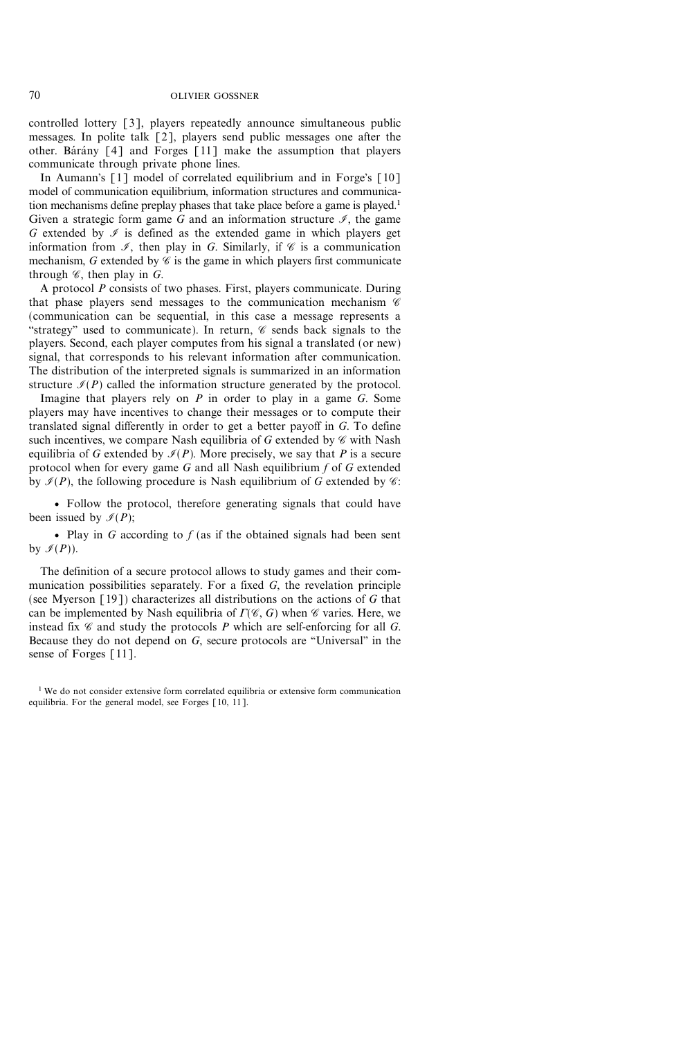controlled lottery [3], players repeatedly announce simultaneous public messages. In polite talk [2], players send public messages one after the other. Bárány [4] and Forges [11] make the assumption that players communicate through private phone lines.

In Aumann's [1] model of correlated equilibrium and in Forge's [10] model of communication equilibrium, information structures and communication mechanisms define preplay phases that take place before a game is played.[1] Given a strategic form game $G$ and an information structure $\mathscr{I}$, the game $G$ extended by $\mathscr{I}$ is defined as the extended game in which players get information from $\mathscr{I}$, then play in $G$. Similarly, if $\mathscr{C}$ is a communication mechanism, $G$ extended by $\mathscr{C}$ is the game in which players first communicate through $\mathscr{C}$, then play in $G$.

A protocol $P$ consists of two phases. First, players communicate. During that phase players send messages to the communication mechanism $\mathscr{C}$ (communication can be sequential, in this case a message represents a "strategy" used to communicate). In return, $\mathscr{C}$ sends back signals to the players. Second, each player computes from his signal a translated (or new) signal, that corresponds to his relevant information after communication. The distribution of the interpreted signals is summarized in an information structure $\mathscr{I}(P)$ called the information structure generated by the protocol.

Imagine that players rely on $P$ in order to play in a game $G$. Some players may have incentives to change their messages or to compute their translated signal differently in order to get a better payoff in $G$. To define such incentives, we compare Nash equilibria of $G$ extended by $\mathscr{C}$ with Nash equilibria of $G$ extended by $\mathscr{I}(P)$. More precisely, we say that $P$ is a secure protocol when for every game $G$ and all Nash equilibrium $f$ of $G$ extended by $\mathscr{I}(P)$, the following procedure is Nash equilibrium of $G$ extended by $\mathscr{C}$:

- Follow the protocol, therefore generating signals that could have been issued by $\mathscr{I}(P)$;

- Play in $G$ according to $f$ (as if the obtained signals had been sent by $\mathscr{I}(P)$).

The definition of a secure protocol allows to study games and their communication possibilities separately. For a fixed $G$, the revelation principle (see Myerson [19]) characterizes all distributions on the actions of $G$ that can be implemented by Nash equilibria of $\Gamma(\mathscr{C}, G)$ when $\mathscr{C}$ varies. Here, we instead fix $\mathscr{C}$ and study the protocols $P$ which are self-enforcing for all $G$. Because they do not depend on $G$, secure protocols are "Universal" in the sense of Forges [11].

[1] We do not consider extensive form correlated equilibria or extensive form communication equilibria. For the general model, see Forges [10, 11].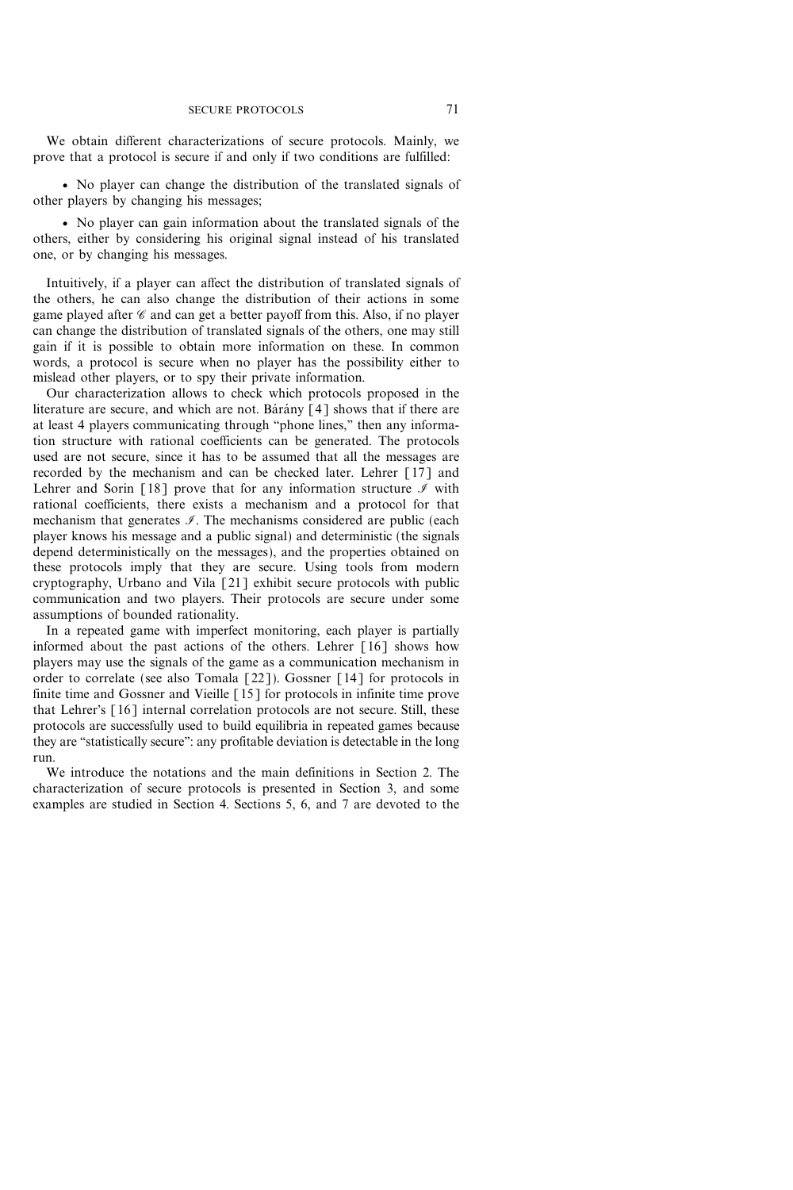We obtain different characterizations of secure protocols. Mainly, we prove that a protocol is secure if and only if two conditions are fulfilled:

- No player can change the distribution of the translated signals of other players by changing his messages;
- No player can gain information about the translated signals of the others, either by considering his original signal instead of his translated one, or by changing his messages.

Intuitively, if a player can affect the distribution of translated signals of the others, he can also change the distribution of their actions in some game played after $\mathscr{C}$ and can get a better payoff from this. Also, if no player can change the distribution of translated signals of the others, one may still gain if it is possible to obtain more information on these. In common words, a protocol is secure when no player has the possibility either to mislead other players, or to spy their private information.

Our characterization allows to check which protocols proposed in the literature are secure, and which are not. Bárány [4] shows that if there are at least 4 players communicating through "phone lines," then any information structure with rational coefficients can be generated. The protocols used are not secure, since it has to be assumed that all the messages are recorded by the mechanism and can be checked later. Lehrer [17] and Lehrer and Sorin [18] prove that for any information structure $\mathscr{I}$ with rational coefficients, there exists a mechanism and a protocol for that mechanism that generates $\mathscr{I}$. The mechanisms considered are public (each player knows his message and a public signal) and deterministic (the signals depend deterministically on the messages), and the properties obtained on these protocols imply that they are secure. Using tools from modern cryptography, Urbano and Vila [21] exhibit secure protocols with public communication and two players. Their protocols are secure under some assumptions of bounded rationality.

In a repeated game with imperfect monitoring, each player is partially informed about the past actions of the others. Lehrer [16] shows how players may use the signals of the game as a communication mechanism in order to correlate (see also Tomala [22]). Gossner [14] for protocols in finite time and Gossner and Vieille [15] for protocols in infinite time prove that Lehrer's [16] internal correlation protocols are not secure. Still, these protocols are successfully used to build equilibria in repeated games because they are "statistically secure": any profitable deviation is detectable in the long run.

We introduce the notations and the main definitions in Section 2. The characterization of secure protocols is presented in Section 3, and some examples are studied in Section 4. Sections 5, 6, and 7 are devoted to the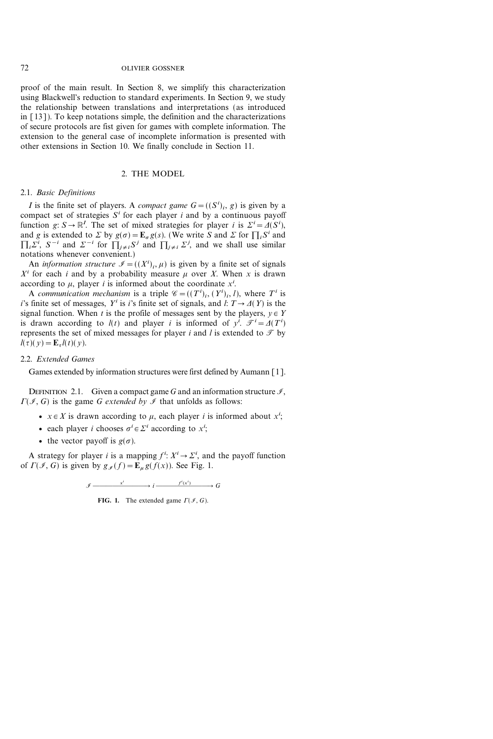proof of the main result. In Section 8, we simplify this characterization using Blackwell's reduction to standard experiments. In Section 9, we study the relationship between translations and interpretations (as introduced in [13]). To keep notations simple, the definition and the characterizations of secure protocols are fist given for games with complete information. The extension to the general case of incomplete information is presented with other extensions in Section 10. We finally conclude in Section 11.

## 2. THE MODEL

### 2.1. *Basic Definitions*

$I$ is the finite set of players. A *compact game* $G = ((S^i)_i, g)$ is given by a compact set of strategies $S^i$ for each player $i$ and by a continuous payoff function $g: S \to \mathbb{R}^I$. The set of mixed strategies for player $i$ is $\Sigma^i = \Delta(S^i)$, and $g$ is extended to $\Sigma$ by $g(\sigma) = \mathbf{E}_\sigma g(s)$. (We write $S$ and $\Sigma$ for $\prod_i S^i$ and $\prod_i \Sigma^i$, $S^{-i}$ and $\Sigma^{-i}$ for $\prod_{j \neq i} S^j$ and $\prod_{j \neq i} \Sigma^j$, and we shall use similar notations whenever convenient.)

An *information structure* $\mathscr{I} = ((X^i)_i, \mu)$ is given by a finite set of signals $X^i$ for each $i$ and by a probability measure $\mu$ over $X$. When $x$ is drawn according to $\mu$, player $i$ is informed about the coordinate $x^i$.

A *communication mechanism* is a triple $\mathscr{C} = ((T^i)_i, (Y^i)_i, l)$, where $T^i$ is $i$'s finite set of messages, $Y^i$ is $i$'s finite set of signals, and $l: T \to \Delta(Y)$ is the signal function. When $t$ is the profile of messages sent by the players, $y \in Y$ is drawn according to $l(t)$ and player $i$ is informed of $y^i$. $\mathscr{T}^i = \Delta(T^i)$ represents the set of mixed messages for player $i$ and $l$ is extended to $\mathscr{T}$ by $l(\tau)(y) = \mathbf{E}_\tau l(t)(y)$.

### 2.2. *Extended Games*

Games extended by information structures were first defined by Aumann [1].

DEFINITION 2.1. Given a compact game $G$ and an information structure $\mathscr{I}$, $\Gamma(\mathscr{I}, G)$ is the game $G$ *extended by* $\mathscr{I}$ that unfolds as follows:

- $x \in X$ is drawn according to $\mu$, each player $i$ is informed about $x^i$;
- each player $i$ chooses $\sigma^i \in \Sigma^i$ according to $x^i$;
- the vector payoff is $g(\sigma)$.

A strategy for player $i$ is a mapping $f^i: X^i \to \Sigma^i$, and the payoff function of $\Gamma(\mathscr{I}, G)$ is given by $g_{\mathscr{I}}(f) = \mathbf{E}_\mu g(f(x))$. See Fig. 1.

$$\mathscr{I} \xrightarrow{\quad x^i \quad} i \xrightarrow{\quad f^i(x^i) \quad} G$$

**FIG. 1.** The extended game $\Gamma(\mathscr{I}, G)$.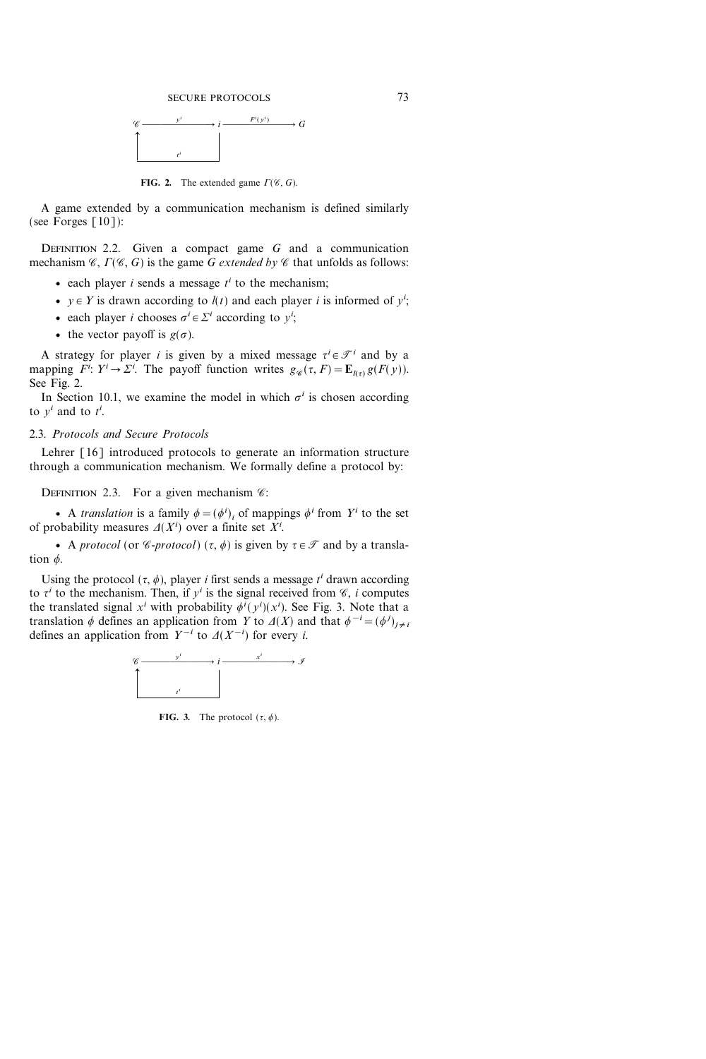FIG. 2. The extended game $\Gamma(\mathscr{C}, G)$.

A game extended by a communication mechanism is defined similarly (see Forges [10]):

DEFINITION 2.2. Given a compact game $G$ and a communication mechanism $\mathscr{C}$, $\Gamma(\mathscr{C}, G)$ is the game $G$ *extended by* $\mathscr{C}$ that unfolds as follows:

- each player $i$ sends a message $t^i$ to the mechanism;
- $y \in Y$ is drawn according to $l(t)$ and each player $i$ is informed of $y^i$;
- each player $i$ chooses $\sigma^i \in \Sigma^i$ according to $y^i$;
- the vector payoff is $g(\sigma)$.

A strategy for player $i$ is given by a mixed message $\tau^i \in \mathscr{T}^i$ and by a mapping $F^i$: $Y^i \to \Sigma^i$. The payoff function writes $g_{\mathscr{C}}(\tau, F) = \mathbf{E}_{l(\tau)}\, g(F(y))$. See Fig. 2.

In Section 10.1, we examine the model in which $\sigma^i$ is chosen according to $y^i$ and to $t^i$.

### 2.3. *Protocols and Secure Protocols*

Lehrer [16] introduced protocols to generate an information structure through a communication mechanism. We formally define a protocol by:

DEFINITION 2.3. For a given mechanism $\mathscr{C}$:

- A *translation* is a family $\phi = (\phi^i)_i$ of mappings $\phi^i$ from $Y^i$ to the set of probability measures $\Delta(X^i)$ over a finite set $X^i$.
- A *protocol* (or $\mathscr{C}$-*protocol*) $(\tau, \phi)$ is given by $\tau \in \mathscr{T}$ and by a translation $\phi$.

Using the protocol $(\tau, \phi)$, player $i$ first sends a message $t^i$ drawn according to $\tau^i$ to the mechanism. Then, if $y^i$ is the signal received from $\mathscr{C}$, $i$ computes the translated signal $x^i$ with probability $\phi^i(y^i)(x^i)$. See Fig. 3. Note that a translation $\phi$ defines an application from $Y$ to $\Delta(X)$ and that $\phi^{-i} = (\phi^j)_{j \neq i}$ defines an application from $Y^{-i}$ to $\Delta(X^{-i})$ for every $i$.

FIG. 3. The protocol $(\tau, \phi)$.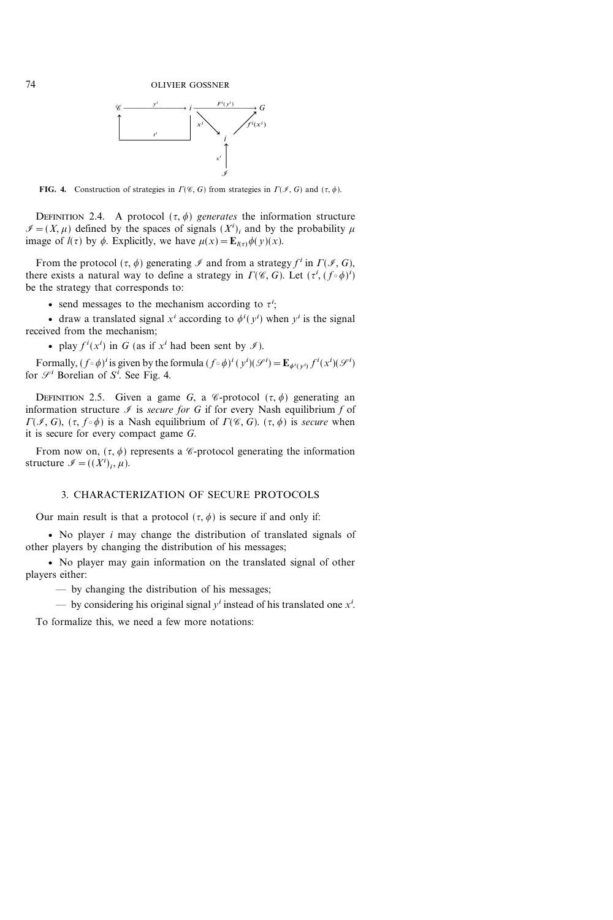**FIG. 4.** Construction of strategies in $\Gamma(\mathscr{C}, G)$ from strategies in $\Gamma(\mathscr{I}, G)$ and $(\tau, \phi)$.

DEFINITION 2.4. A protocol $(\tau, \phi)$ *generates* the information structure $\mathscr{I} = (X, \mu)$ defined by the spaces of signals $(X^i)_i$ and by the probability $\mu$ image of $l(\tau)$ by $\phi$. Explicitly, we have $\mu(x) = \mathbf{E}_{l(\tau)} \phi(y)(x)$.

From the protocol $(\tau, \phi)$ generating $\mathscr{I}$ and from a strategy $f^i$ in $\Gamma(\mathscr{I}, G)$, there exists a natural way to define a strategy in $\Gamma(\mathscr{C}, G)$. Let $(\tau^i, (f \circ \phi)^i)$ be the strategy that corresponds to:

- send messages to the mechanism according to $\tau^i$;
- draw a translated signal $x^i$ according to $\phi^i(y^i)$ when $y^i$ is the signal received from the mechanism;
- play $f^i(x^i)$ in $G$ (as if $x^i$ had been sent by $\mathscr{I}$).

Formally, $(f \circ \phi)^i$ is given by the formula $(f \circ \phi)^i(y^i)(\mathscr{S}^i) = \mathbf{E}_{\phi^i(y^i)} f^i(x^i)(\mathscr{S}^i)$ for $\mathscr{S}^i$ Borelian of $S^i$. See Fig. 4.

DEFINITION 2.5. Given a game $G$, a $\mathscr{C}$-protocol $(\tau, \phi)$ generating an information structure $\mathscr{I}$ is *secure for* $G$ if for every Nash equilibrium $f$ of $\Gamma(\mathscr{I}, G)$, $(\tau, f \circ \phi)$ is a Nash equilibrium of $\Gamma(\mathscr{C}, G)$. $(\tau, \phi)$ is *secure* when it is secure for every compact game $G$.

From now on, $(\tau, \phi)$ represents a $\mathscr{C}$-protocol generating the information structure $\mathscr{I} = ((X^i)_i, \mu)$.

## 3. CHARACTERIZATION OF SECURE PROTOCOLS

Our main result is that a protocol $(\tau, \phi)$ is secure if and only if:

- No player $i$ may change the distribution of translated signals of other players by changing the distribution of his messages;
- No player may gain information on the translated signal of other players either:
  - by changing the distribution of his messages;
  - by considering his original signal $y^i$ instead of his translated one $x^i$.

To formalize this, we need a few more notations: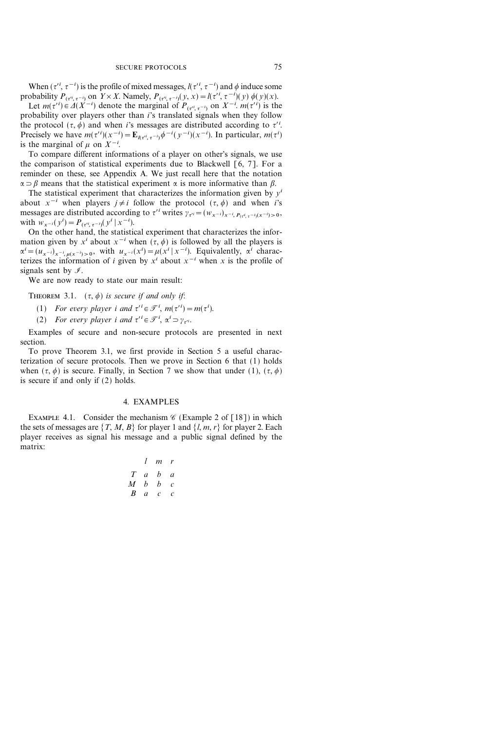When $(\tau'^i, \tau^{-i})$ is the profile of mixed messages, $l(\tau'^i, \tau^{-i})$ and $\phi$ induce some probability $P_{(\tau'^i, \tau^{-i})}$ on $Y \times X$. Namely, $P_{(\tau'^i, \tau^{-i})}(y, x) = l(\tau'^i, \tau^{-i})(y)\, \phi(y)(x)$.

Let $m(\tau'^i) \in \Delta(X^{-i})$ denote the marginal of $P_{(\tau'^i, \tau^{-i})}$ on $X^{-i}$. $m(\tau'^i)$ is the probability over players other than $i$'s translated signals when they follow the protocol $(\tau, \phi)$ and when $i$'s messages are distributed according to $\tau'^i$. Precisely we have $m(\tau'^i)(x^{-i}) = \mathbf{E}_{l(\tau'^i, \tau^{-i})} \phi^{-i}(y^{-i})(x^{-i})$. In particular, $m(\tau^i)$ is the marginal of $\mu$ on $X^{-i}$.

To compare different informations of a player on other's signals, we use the comparison of statistical experiments due to Blackwell [6, 7]. For a reminder on these, see Appendix A. We just recall here that the notation $\alpha \supset \beta$ means that the statistical experiment $\alpha$ is more informative than $\beta$.

The statistical experiment that characterizes the information given by $y^i$ about $x^{-i}$ when players $j \neq i$ follow the protocol $(\tau, \phi)$ and when $i$'s messages are distributed according to $\tau'^i$ writes $\gamma_{\tau'^i} = (w_{x^{-i}})_{x^{-i},\, P_{(\tau'^i, \tau^{-i})}(x^{-i}) > 0}$, with $w_{x^{-i}}(y^i) = P_{(\tau'^i, \tau^{-i})}(y^i \mid x^{-i})$.

On the other hand, the statistical experiment that characterizes the information given by $x^i$ about $x^{-i}$ when $(\tau, \phi)$ is followed by all the players is $\alpha^i = (u_{x^{-i}})_{x^{-i},\, \mu(x^{-i}) > 0}$, with $u_{x^{-i}}(x^i) = \mu(x^i \mid x^{-i})$. Equivalently, $\alpha^i$ characterizes the information of $i$ given by $x^i$ about $x^{-i}$ when $x$ is the profile of signals sent by $\mathcal{I}$.

We are now ready to state our main result:

THEOREM 3.1. *$(\tau, \phi)$ is secure if and only if*:

(1) *For every player $i$ and $\tau'^i \in \mathcal{T}^i$, $m(\tau'^i) = m(\tau^i)$.*

(2) *For every player $i$ and $\tau'^i \in \mathcal{T}^i$, $\alpha^i \supset \gamma_{\tau'^i}$.*

Examples of secure and non-secure protocols are presented in next section.

To prove Theorem 3.1, we first provide in Section 5 a useful characterization of secure protocols. Then we prove in Section 6 that (1) holds when $(\tau, \phi)$ is secure. Finally, in Section 7 we show that under (1), $(\tau, \phi)$ is secure if and only if (2) holds.

## 4. EXAMPLES

EXAMPLE 4.1. Consider the mechanism $\mathscr{C}$ (Example 2 of [18]) in which the sets of messages are $\{T, M, B\}$ for player 1 and $\{l, m, r\}$ for player 2. Each player receives as signal his message and a public signal defined by the matrix:

| | $l$ | $m$ | $r$ |
|---|---|---|---|
| $T$ | $a$ | $b$ | $a$ |
| $M$ | $b$ | $b$ | $c$ |
| $B$ | $a$ | $c$ | $c$ |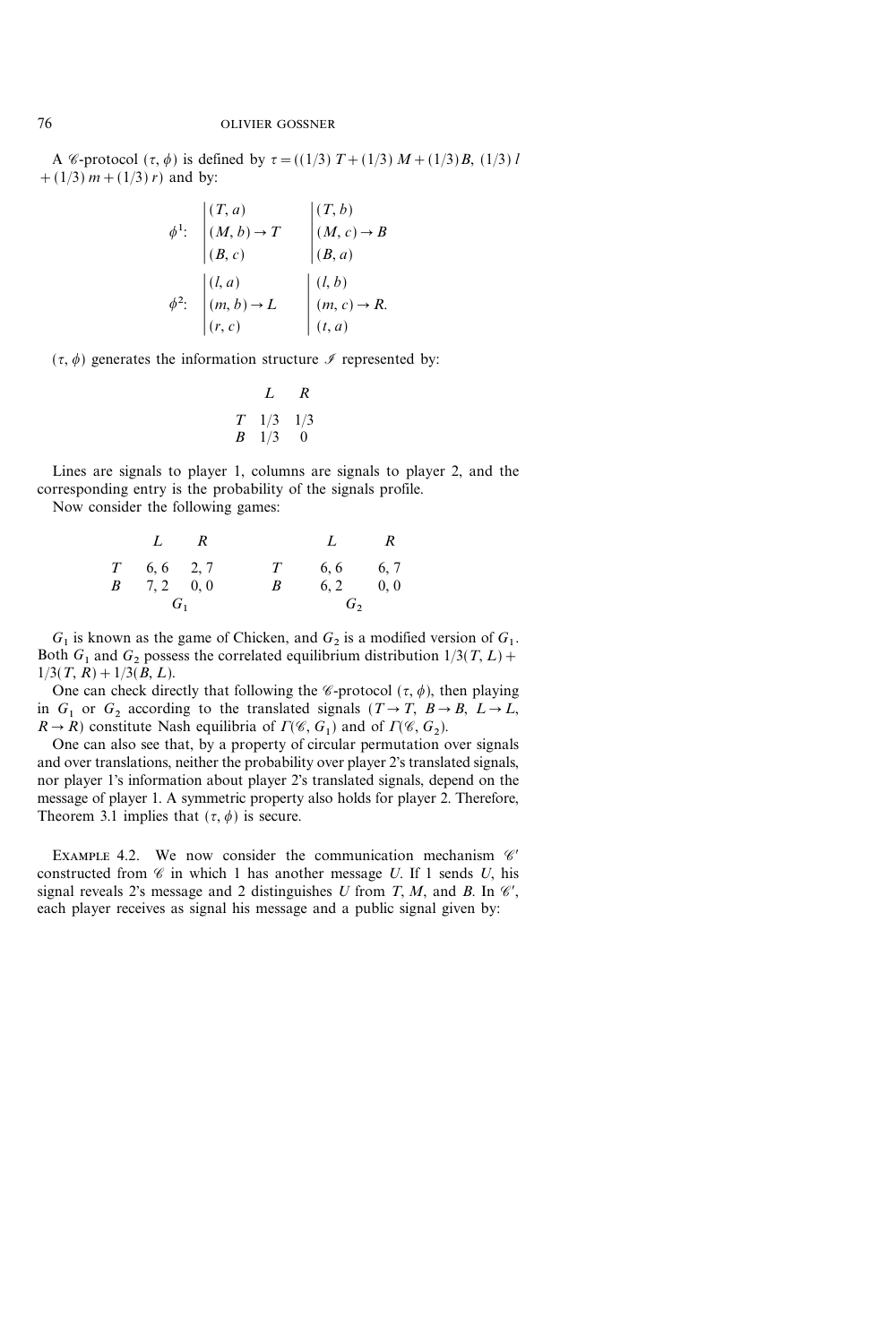A $\mathscr{C}$-protocol $(\tau, \phi)$ is defined by $\tau = ((1/3)\,T + (1/3)\,M + (1/3)\,B,\ (1/3)\,l + (1/3)\,m + (1/3)\,r)$ and by:

$$\phi^1: \left|\begin{array}{l}(T, a)\\(M, b) \rightarrow T\\(B, c)\end{array}\right. \qquad \left|\begin{array}{l}(T, b)\\(M, c) \rightarrow B\\(B, a)\end{array}\right.$$

$$\phi^2: \left|\begin{array}{l}(l, a)\\(m, b) \rightarrow L\\(r, c)\end{array}\right. \qquad \left|\begin{array}{l}(l, b)\\(m, c) \rightarrow R.\\(t, a)\end{array}\right.$$

$(\tau, \phi)$ generates the information structure $\mathscr{I}$ represented by:

| | $L$ | $R$ |
|---|---|---|
| $T$ | 1/3 | 1/3 |
| $B$ | 1/3 | 0 |

Lines are signals to player 1, columns are signals to player 2, and the corresponding entry is the probability of the signals profile.

Now consider the following games:

| $G_1$ | $L$ | $R$ |
|---|---|---|
| $T$ | 6, 6 | 2, 7 |
| $B$ | 7, 2 | 0, 0 |

| $G_2$ | $L$ | $R$ |
|---|---|---|
| $T$ | 6, 6 | 6, 7 |
| $B$ | 6, 2 | 0, 0 |

$G_1$ is known as the game of Chicken, and $G_2$ is a modified version of $G_1$. Both $G_1$ and $G_2$ possess the correlated equilibrium distribution $1/3(T, L) + 1/3(T, R) + 1/3(B, L)$.

One can check directly that following the $\mathscr{C}$-protocol $(\tau, \phi)$, then playing in $G_1$ or $G_2$ according to the translated signals ($T \rightarrow T$, $B \rightarrow B$, $L \rightarrow L$, $R \rightarrow R$) constitute Nash equilibria of $\Gamma(\mathscr{C}, G_1)$ and of $\Gamma(\mathscr{C}, G_2)$.

One can also see that, by a property of circular permutation over signals and over translations, neither the probability over player 2's translated signals, nor player 1's information about player 2's translated signals, depend on the message of player 1. A symmetric property also holds for player 2. Therefore, Theorem 3.1 implies that $(\tau, \phi)$ is secure.

EXAMPLE 4.2. We now consider the communication mechanism $\mathscr{C}'$ constructed from $\mathscr{C}$ in which 1 has another message $U$. If 1 sends $U$, his signal reveals 2's message and 2 distinguishes $U$ from $T$, $M$, and $B$. In $\mathscr{C}'$, each player receives as signal his message and a public signal given by: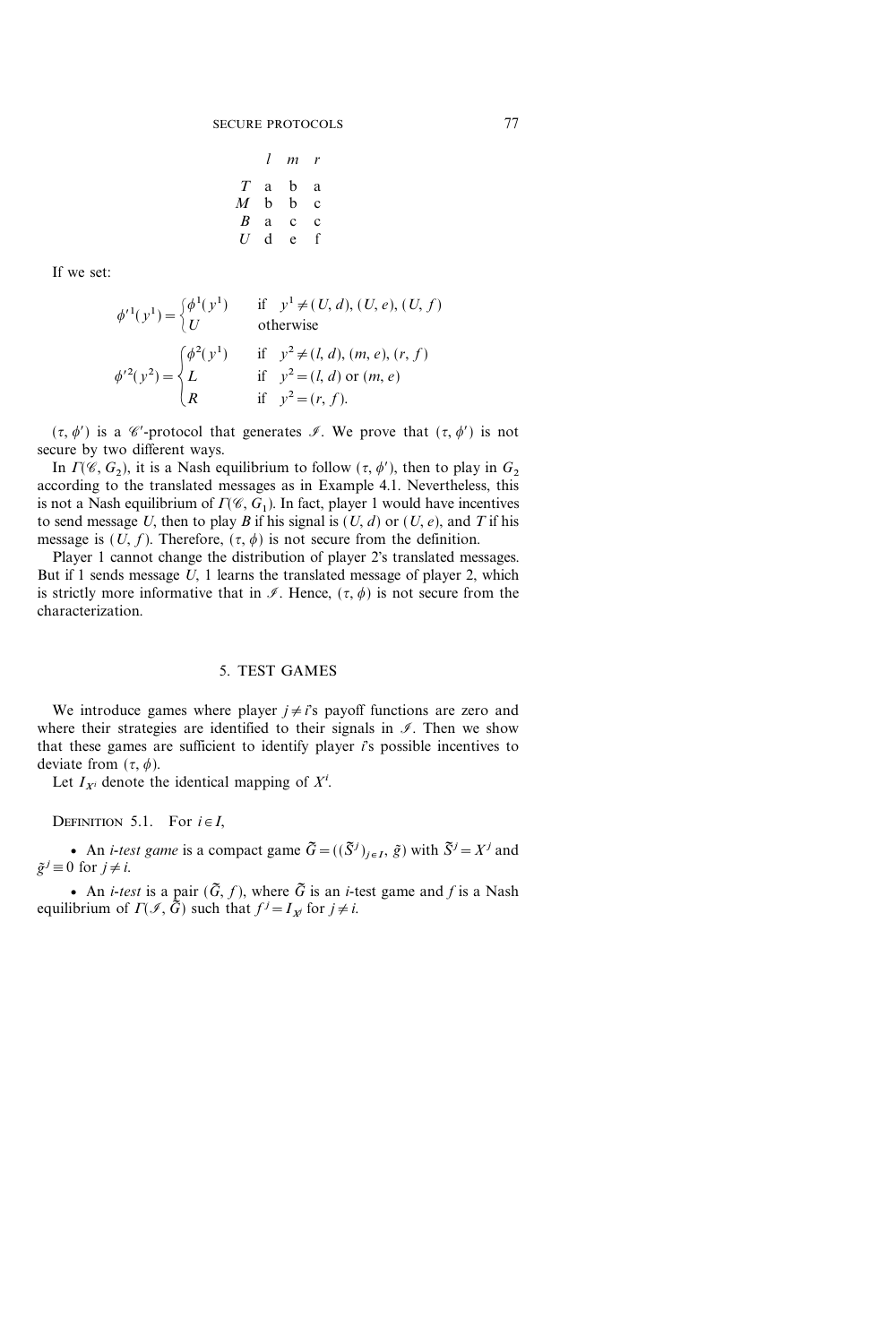|  | $l$ | $m$ | $r$ |
|---|---|---|---|
| $T$ | a | b | a |
| $M$ | b | b | c |
| $B$ | a | c | c |
| $U$ | d | e | f |

If we set:

$$\phi'^1(y^1) = \begin{cases} \phi^1(y^1) & \text{if} \quad y^1 \neq (U, d), (U, e), (U, f) \\ U & \text{otherwise} \end{cases}$$

$$\phi'^2(y^2) = \begin{cases} \phi^2(y^1) & \text{if} \quad y^2 \neq (l, d), (m, e), (r, f) \\ L & \text{if} \quad y^2 = (l, d) \text{ or } (m, e) \\ R & \text{if} \quad y^2 = (r, f). \end{cases}$$

$(\tau, \phi')$ is a $\mathscr{C}'$-protocol that generates $\mathscr{I}$. We prove that $(\tau, \phi')$ is not secure by two different ways.

In $\Gamma(\mathscr{C}, G_2)$, it is a Nash equilibrium to follow $(\tau, \phi')$, then to play in $G_2$ according to the translated messages as in Example 4.1. Nevertheless, this is not a Nash equilibrium of $\Gamma(\mathscr{C}, G_1)$. In fact, player 1 would have incentives to send message $U$, then to play $B$ if his signal is $(U, d)$ or $(U, e)$, and $T$ if his message is $(U, f)$. Therefore, $(\tau, \phi)$ is not secure from the definition.

Player 1 cannot change the distribution of player 2's translated messages. But if 1 sends message $U$, 1 learns the translated message of player 2, which is strictly more informative that in $\mathscr{I}$. Hence, $(\tau, \phi)$ is not secure from the characterization.

## 5. TEST GAMES

We introduce games where player $j \neq i$'s payoff functions are zero and where their strategies are identified to their signals in $\mathscr{I}$. Then we show that these games are sufficient to identify player $i$'s possible incentives to deviate from $(\tau, \phi)$.

Let $I_{X^i}$ denote the identical mapping of $X^i$.

Definition 5.1. For $i \in I$,

- An *i-test game* is a compact game $\tilde{G} = ((\tilde{S}^j)_{j \in I}, \tilde{g})$ with $\tilde{S}^j = X^j$ and $\tilde{g}^j \equiv 0$ for $j \neq i$.
- An *i-test* is a pair $(\tilde{G}, f)$, where $\tilde{G}$ is an *i*-test game and $f$ is a Nash equilibrium of $\Gamma(\mathscr{I}, \tilde{G})$ such that $f^j = I_{X^j}$ for $j \neq i$.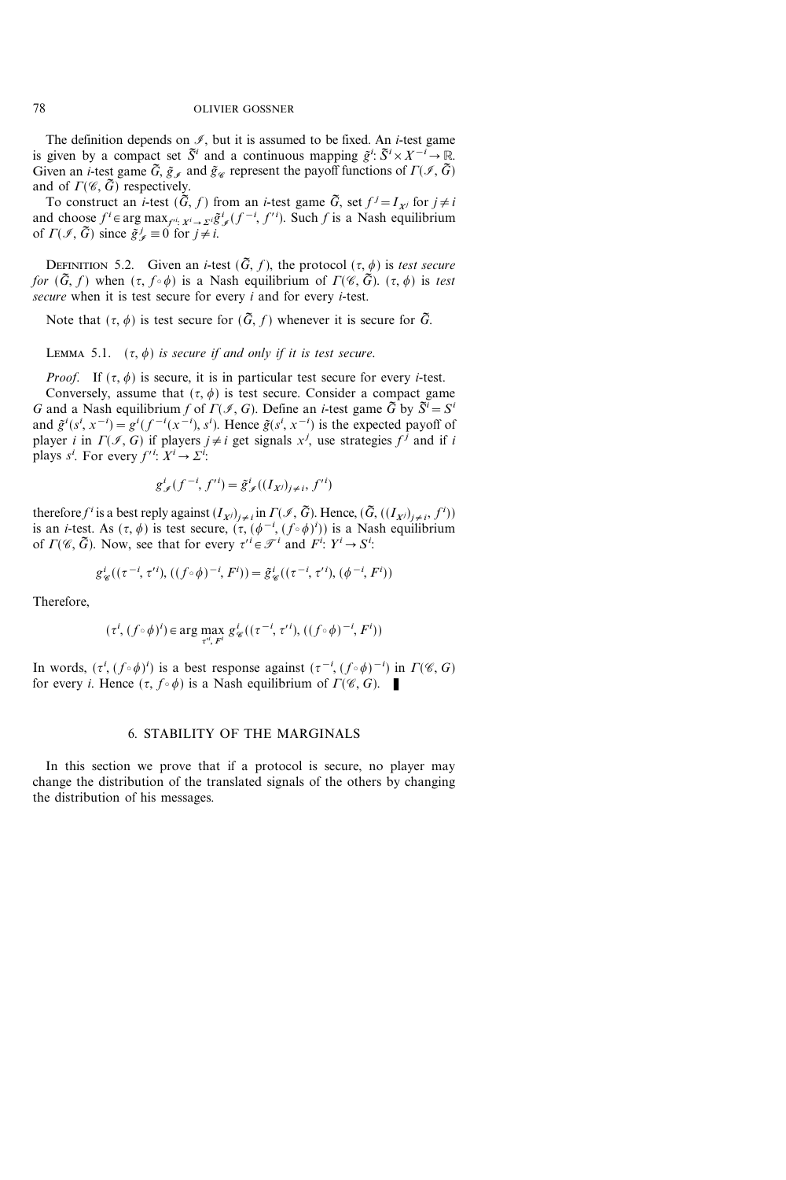The definition depends on $\mathscr{I}$, but it is assumed to be fixed. An $i$-test game is given by a compact set $\tilde{S}^i$ and a continuous mapping $\tilde{g}^i$: $\tilde{S}^i \times X^{-i} \to \mathbb{R}$. Given an $i$-test game $\tilde{G}$, $\tilde{g}_{\mathscr{I}}$ and $\tilde{g}_{\mathscr{C}}$ represent the payoff functions of $\Gamma(\mathscr{I}, \tilde{G})$ and of $\Gamma(\mathscr{C}, \tilde{G})$ respectively.

To construct an $i$-test $(\tilde{G}, f)$ from an $i$-test game $\tilde{G}$, set $f^j = I_{X^j}$ for $j \neq i$ and choose $f^i \in \arg\max_{f'^i: X^i \to \Sigma^i} \tilde{g}^i_{\mathscr{I}}(f^{-i}, f'^i)$. Such $f$ is a Nash equilibrium of $\Gamma(\mathscr{I}, \tilde{G})$ since $\tilde{g}^j_{\mathscr{I}} \equiv 0$ for $j \neq i$.

DEFINITION 5.2. Given an $i$-test $(\tilde{G}, f)$, the protocol $(\tau, \phi)$ is *test secure for* $(\tilde{G}, f)$ when $(\tau, f \circ \phi)$ is a Nash equilibrium of $\Gamma(\mathscr{C}, \tilde{G})$. $(\tau, \phi)$ is *test secure* when it is test secure for every $i$ and for every $i$-test.

Note that $(\tau, \phi)$ is test secure for $(\tilde{G}, f)$ whenever it is secure for $\tilde{G}$.

LEMMA 5.1. *$(\tau, \phi)$ is secure if and only if it is test secure.*

*Proof.* If $(\tau, \phi)$ is secure, it is in particular test secure for every $i$-test.

Conversely, assume that $(\tau, \phi)$ is test secure. Consider a compact game $G$ and a Nash equilibrium $f$ of $\Gamma(\mathscr{I}, G)$. Define an $i$-test game $\tilde{G}$ by $\tilde{S}^i = S^i$ and $\tilde{g}^i(s^i, x^{-i}) = g^i(f^{-i}(x^{-i}), s^i)$. Hence $\tilde{g}(s^i, x^{-i})$ is the expected payoff of player $i$ in $\Gamma(\mathscr{I}, G)$ if players $j \neq i$ get signals $x^j$, use strategies $f^j$ and if $i$ plays $s^i$. For every $f'^i$: $X^i \to \Sigma^i$:

$$g^i_{\mathscr{I}}(f^{-i}, f'^i) = \tilde{g}^i_{\mathscr{I}}((I_{X^j})_{j \neq i}, f'^i)$$

therefore $f^i$ is a best reply against $(I_{X^j})_{j \neq i}$ in $\Gamma(\mathscr{I}, \tilde{G})$. Hence, $(\tilde{G}, ((I_{X^j})_{j \neq i}, f^i))$ is an $i$-test. As $(\tau, \phi)$ is test secure, $(\tau, (\phi^{-i}, (f \circ \phi)^i))$ is a Nash equilibrium of $\Gamma(\mathscr{C}, \tilde{G})$. Now, see that for every $\tau'^i \in \mathscr{T}^i$ and $F^i$: $Y^i \to S^i$:

$$g^i_{\mathscr{C}}((\tau^{-i}, \tau'^i), ((f \circ \phi)^{-i}, F^i)) = \tilde{g}^i_{\mathscr{C}}((\tau^{-i}, \tau'^i), (\phi^{-i}, F^i))$$

Therefore,

$$(\tau^i, (f \circ \phi)^i) \in \arg\max_{\tau'^i, F^i} g^i_{\mathscr{C}}((\tau^{-i}, \tau'^i), ((f \circ \phi)^{-i}, F^i))$$

In words, $(\tau^i, (f \circ \phi)^i)$ is a best response against $(\tau^{-i}, (f \circ \phi)^{-i})$ in $\Gamma(\mathscr{C}, G)$ for every $i$. Hence $(\tau, f \circ \phi)$ is a Nash equilibrium of $\Gamma(\mathscr{C}, G)$. ∎

## 6. STABILITY OF THE MARGINALS

In this section we prove that if a protocol is secure, no player may change the distribution of the translated signals of the others by changing the distribution of his messages.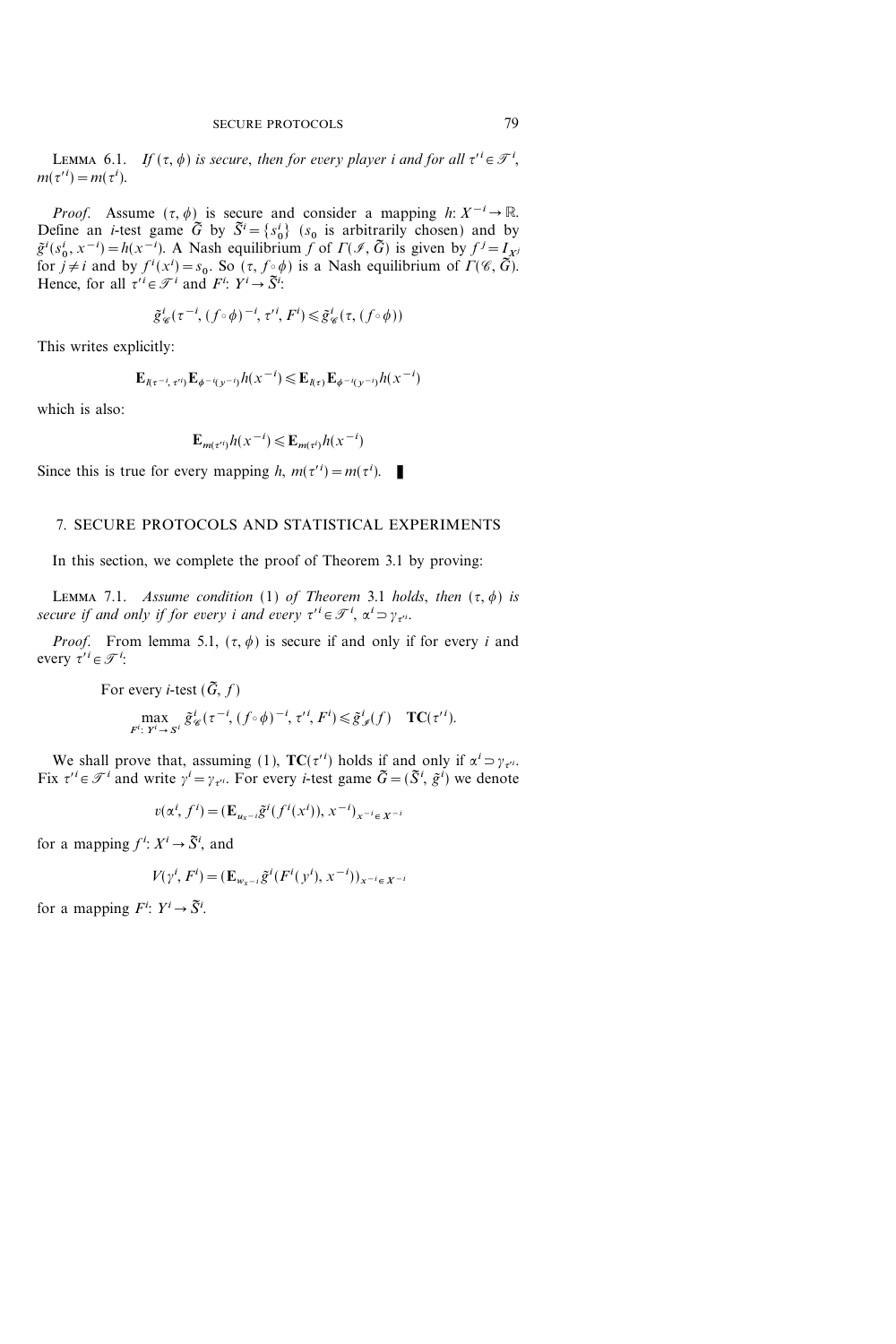**Lemma 6.1.** *If $(\tau, \phi)$ is secure, then for every player $i$ and for all $\tau'^i \in \mathcal{T}^i$, $m(\tau'^i) = m(\tau^i)$.*

*Proof.* Assume $(\tau, \phi)$ is secure and consider a mapping $h: X^{-i} \to \mathbb{R}$. Define an $i$-test game $\tilde{G}$ by $\tilde{S}^i = \{s_0^i\}$ ($s_0$ is arbitrarily chosen) and by $\tilde{g}^i(s_0^i, x^{-i}) = h(x^{-i})$. A Nash equilibrium $f$ of $\Gamma(\mathcal{I}, \tilde{G})$ is given by $f^j = I_{X^j}$ for $j \neq i$ and by $f^i(x^i) = s_0$. So $(\tau, f \circ \phi)$ is a Nash equilibrium of $\Gamma(\mathcal{C}, \tilde{G})$. Hence, for all $\tau'^i \in \mathcal{T}^i$ and $F^i: Y^i \to \tilde{S}^i$:

$$\tilde{g}^i_{\mathcal{C}}(\tau^{-i}, (f \circ \phi)^{-i}, \tau'^i, F^i) \leqslant \tilde{g}^i_{\mathcal{C}}(\tau, (f \circ \phi))$$

This writes explicitly:

$$\mathbf{E}_{l(\tau^{-i}, \tau'^i)} \mathbf{E}_{\phi^{-i}(y^{-i})} h(x^{-i}) \leqslant \mathbf{E}_{l(\tau)} \mathbf{E}_{\phi^{-i}(y^{-i})} h(x^{-i})$$

which is also:

$$\mathbf{E}_{m(\tau'^i)} h(x^{-i}) \leqslant \mathbf{E}_{m(\tau^i)} h(x^{-i})$$

Since this is true for every mapping $h$, $m(\tau'^i) = m(\tau^i)$. ∎

## 7. SECURE PROTOCOLS AND STATISTICAL EXPERIMENTS

In this section, we complete the proof of Theorem 3.1 by proving:

**Lemma 7.1.** *Assume condition* (1) *of Theorem* 3.1 *holds, then $(\tau, \phi)$ is secure if and only if for every $i$ and every $\tau'^i \in \mathcal{T}^i$, $\alpha^i \supset \gamma_{\tau'^i}$.*

*Proof.* From lemma 5.1, $(\tau, \phi)$ is secure if and only if for every $i$ and every $\tau'^i \in \mathcal{T}^i$:

For every $i$-test $(\tilde{G}, f)$

$$\max_{F^i: Y^i \to S^i} \tilde{g}^i_{\mathcal{C}}(\tau^{-i}, (f \circ \phi)^{-i}, \tau'^i, F^i) \leqslant \tilde{g}^i_{\mathcal{I}}(f) \quad \mathbf{TC}(\tau'^i).$$

We shall prove that, assuming (1), $\mathbf{TC}(\tau'^i)$ holds if and only if $\alpha^i \supset \gamma_{\tau'^i}$. Fix $\tau'^i \in \mathcal{T}^i$ and write $\gamma^i = \gamma_{\tau'^i}$. For every $i$-test game $\tilde{G} = (\tilde{S}^i, \tilde{g}^i)$ we denote

$$v(\alpha^i, f^i) = (\mathbf{E}_{u_{x^{-i}}} \tilde{g}^i(f^i(x^i)), x^{-i})_{x^{-i} \in X^{-i}}$$

for a mapping $f^i: X^i \to \tilde{S}^i$, and

$$V(\gamma^i, F^i) = (\mathbf{E}_{w_{x^{-i}}} \tilde{g}^i(F^i(y^i), x^{-i}))_{x^{-i} \in X^{-i}}$$

for a mapping $F^i: Y^i \to \tilde{S}^i$.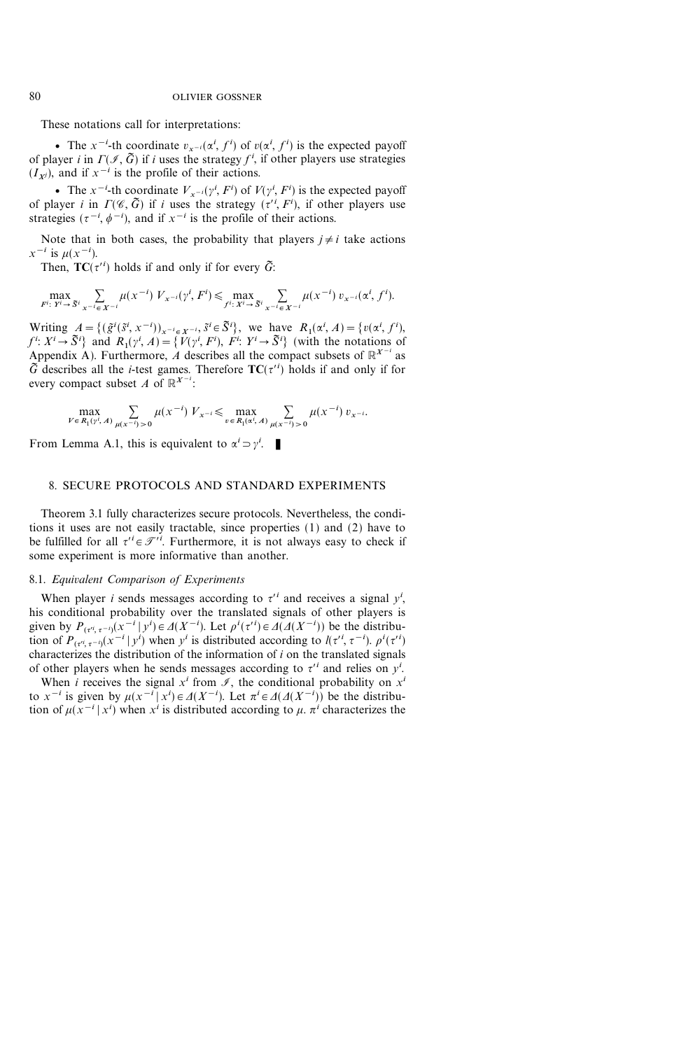These notations call for interpretations:

- The $x^{-i}$-th coordinate $v_{x^{-i}}(\alpha^i, f^i)$ of $v(\alpha^i, f^i)$ is the expected payoff of player $i$ in $\Gamma(\mathscr{I}, \tilde{G})$ if $i$ uses the strategy $f^i$, if other players use strategies $(I_{X^j})$, and if $x^{-i}$ is the profile of their actions.

- The $x^{-i}$-th coordinate $V_{x^{-i}}(\gamma^i, F^i)$ of $V(\gamma^i, F^i)$ is the expected payoff of player $i$ in $\Gamma(\mathscr{C}, \tilde{G})$ if $i$ uses the strategy $(\tau'^i, F^i)$, if other players use strategies $(\tau^{-i}, \phi^{-i})$, and if $x^{-i}$ is the profile of their actions.

Note that in both cases, the probability that players $j \neq i$ take actions $x^{-i}$ is $\mu(x^{-i})$.

Then, $\mathbf{TC}(\tau'^i)$ holds if and only if for every $\tilde{G}$:

$$\max_{F^i:\, Y^i \to \tilde{S}^i} \sum_{x^{-i} \in X^{-i}} \mu(x^{-i})\, V_{x^{-i}}(\gamma^i, F^i) \leqslant \max_{f^i:\, X^i \to \tilde{S}^i} \sum_{x^{-i} \in X^{-i}} \mu(x^{-i})\, v_{x^{-i}}(\alpha^i, f^i).$$

Writing $A = \{(\tilde{g}^i(\tilde{s}^i, x^{-i}))_{x^{-i} \in X^{-i}}, \tilde{s}^i \in \tilde{S}^i\}$, we have $R_1(\alpha^i, A) = \{v(\alpha^i, f^i), f^i: X^i \to \tilde{S}^i\}$ and $R_1(\gamma^i, A) = \{V(\gamma^i, F^i),\ F^i: Y^i \to \tilde{S}^i\}$ (with the notations of Appendix A). Furthermore, $A$ describes all the compact subsets of $\mathbb{R}^{X^{-i}}$ as $\tilde{G}$ describes all the $i$-test games. Therefore $\mathbf{TC}(\tau'^i)$ holds if and only if for every compact subset $A$ of $\mathbb{R}^{X^{-i}}$:

$$\max_{V \in R_1(\gamma^i, A)} \sum_{\mu(x^{-i}) > 0} \mu(x^{-i})\, V_{x^{-i}} \leqslant \max_{v \in R_1(\alpha^i, A)} \sum_{\mu(x^{-i}) > 0} \mu(x^{-i})\, v_{x^{-i}}.$$

From Lemma A.1, this is equivalent to $\alpha^i \supset \gamma^i$. ∎

## 8. SECURE PROTOCOLS AND STANDARD EXPERIMENTS

Theorem 3.1 fully characterizes secure protocols. Nevertheless, the conditions it uses are not easily tractable, since properties (1) and (2) have to be fulfilled for all $\tau'^i \in \mathscr{T}'^i$. Furthermore, it is not always easy to check if some experiment is more informative than another.

### 8.1. *Equivalent Comparison of Experiments*

When player $i$ sends messages according to $\tau'^i$ and receives a signal $y^i$, his conditional probability over the translated signals of other players is given by $P_{(\tau'^i, \tau^{-i})}(x^{-i} \mid y^i) \in \Delta(X^{-i})$. Let $\rho^i(\tau'^i) \in \Delta(\Delta(X^{-i}))$ be the distribution of $P_{(\tau'^i, \tau^{-i})}(x^{-i} \mid y^i)$ when $y^i$ is distributed according to $l(\tau'^i, \tau^{-i})$. $\rho^i(\tau'^i)$ characterizes the distribution of the information of $i$ on the translated signals of other players when he sends messages according to $\tau'^i$ and relies on $y^i$.

When $i$ receives the signal $x^i$ from $\mathscr{I}$, the conditional probability on $x^i$ to $x^{-i}$ is given by $\mu(x^{-i} \mid x^i) \in \Delta(X^{-i})$. Let $\pi^i \in \Delta(\Delta(X^{-i}))$ be the distribution of $\mu(x^{-i} \mid x^i)$ when $x^i$ is distributed according to $\mu$. $\pi^i$ characterizes the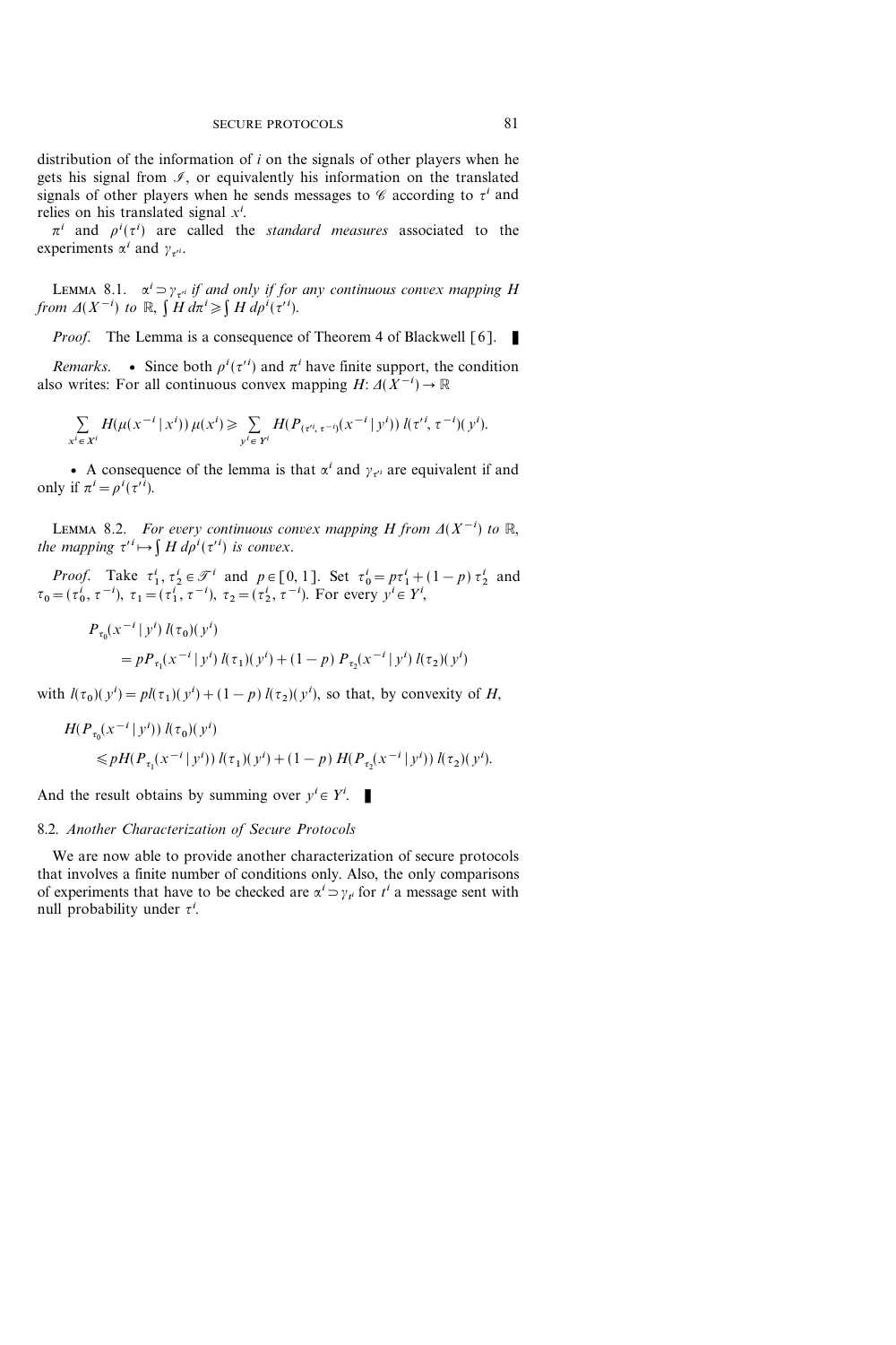distribution of the information of $i$ on the signals of other players when he gets his signal from $\mathscr{I}$, or equivalently his information on the translated signals of other players when he sends messages to $\mathscr{C}$ according to $\tau^i$ and relies on his translated signal $x^i$.

$\pi^i$ and $\rho^i(\tau^i)$ are called the *standard measures* associated to the experiments $\alpha^i$ and $\gamma_{\tau'^i}$.

LEMMA 8.1. *$\alpha^i \supset \gamma_{\tau'^i}$ if and only if for any continuous convex mapping $H$ from $\Delta(X^{-i})$ to $\mathbb{R}$, $\int H \, d\pi^i \geqslant \int H \, d\rho^i(\tau'^i)$.*

*Proof.* The Lemma is a consequence of Theorem 4 of Blackwell [6]. ∎

*Remarks.* • Since both $\rho^i(\tau'^i)$ and $\pi^i$ have finite support, the condition also writes: For all continuous convex mapping $H: \Delta(X^{-i}) \to \mathbb{R}$

$$\sum_{x^i \in X^i} H(\mu(x^{-i} \mid x^i)) \, \mu(x^i) \geqslant \sum_{y^i \in Y^i} H(P_{(\tau'^i, \tau^{-i})}(x^{-i} \mid y^i)) \, l(\tau'^i, \tau^{-i})(y^i).$$

• A consequence of the lemma is that $\alpha^i$ and $\gamma_{\tau'^i}$ are equivalent if and only if $\pi^i = \rho^i(\tau'^i)$.

LEMMA 8.2. *For every continuous convex mapping $H$ from $\Delta(X^{-i})$ to $\mathbb{R}$, the mapping $\tau'^i \mapsto \int H \, d\rho^i(\tau'^i)$ is convex.*

*Proof.* Take $\tau_1^i, \tau_2^i \in \mathscr{T}^i$ and $p \in [0, 1]$. Set $\tau_0^i = p\tau_1^i + (1-p)\,\tau_2^i$ and $\tau_0 = (\tau_0^i, \tau^{-i})$, $\tau_1 = (\tau_1^i, \tau^{-i})$, $\tau_2 = (\tau_2^i, \tau^{-i})$. For every $y^i \in Y^i$,

$$\begin{aligned} &P_{\tau_0}(x^{-i} \mid y^i) \, l(\tau_0)(y^i) \\ &\qquad = pP_{\tau_1}(x^{-i} \mid y^i) \, l(\tau_1)(y^i) + (1-p) \, P_{\tau_2}(x^{-i} \mid y^i) \, l(\tau_2)(y^i) \end{aligned}$$

with $l(\tau_0)(y^i) = pl(\tau_1)(y^i) + (1-p) \, l(\tau_2)(y^i)$, so that, by convexity of $H$,

$$\begin{aligned} &H(P_{\tau_0}(x^{-i} \mid y^i)) \, l(\tau_0)(y^i) \\ &\qquad \leqslant pH(P_{\tau_1}(x^{-i} \mid y^i)) \, l(\tau_1)(y^i) + (1-p) \, H(P_{\tau_2}(x^{-i} \mid y^i)) \, l(\tau_2)(y^i). \end{aligned}$$

And the result obtains by summing over $y^i \in Y^i$. ∎

### 8.2. *Another Characterization of Secure Protocols*

We are now able to provide another characterization of secure protocols that involves a finite number of conditions only. Also, the only comparisons of experiments that have to be checked are $\alpha^i \supset \gamma_{t^i}$ for $t^i$ a message sent with null probability under $\tau^i$.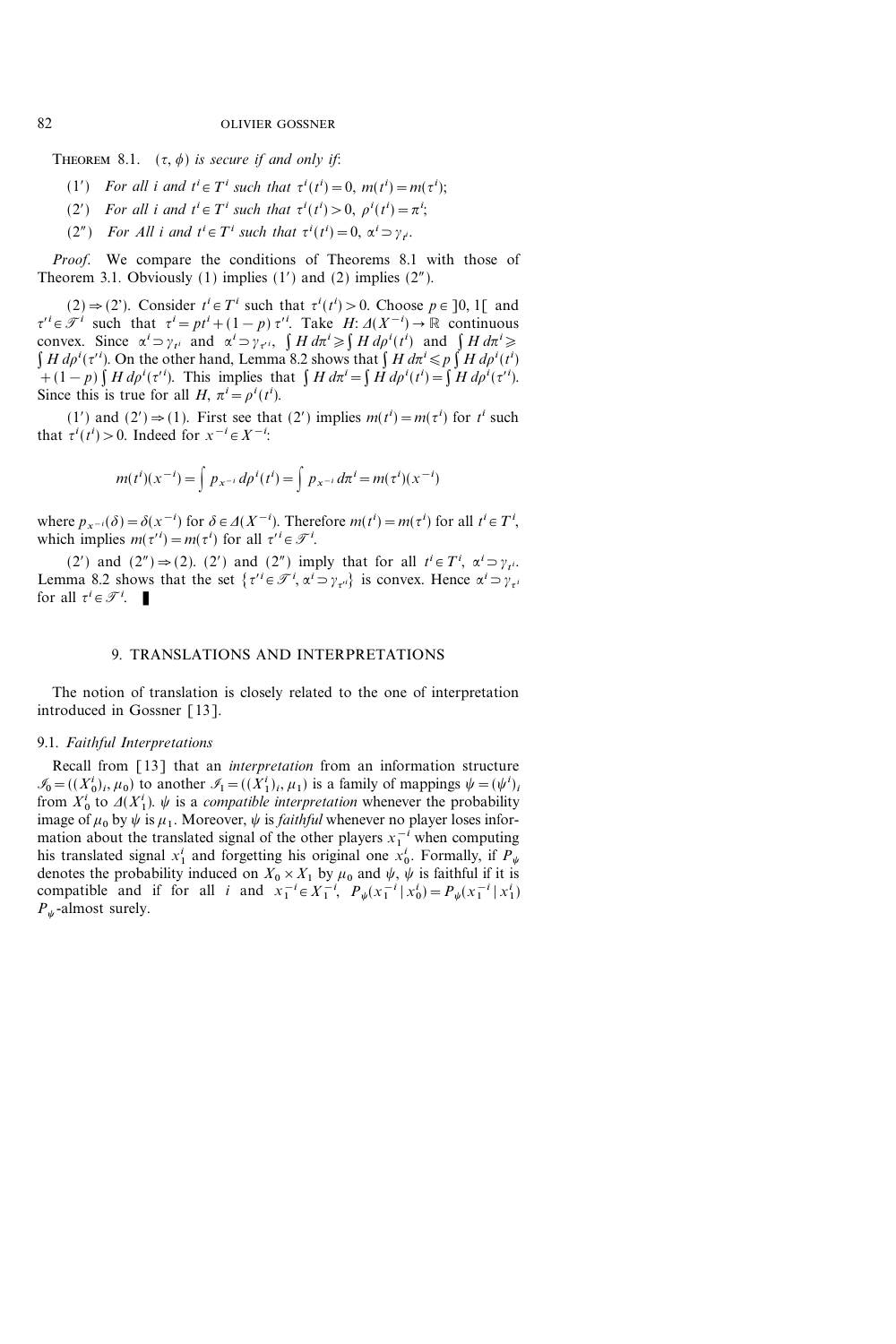THEOREM 8.1. *$(\tau, \phi)$ is secure if and only if*:

(1′) *For all $i$ and $t^i \in T^i$ such that $\tau^i(t^i) = 0$, $m(t^i) = m(\tau^i)$;*

(2′) *For all $i$ and $t^i \in T^i$ such that $\tau^i(t^i) > 0$, $\rho^i(t^i) = \pi^i$;*

(2″) *For All $i$ and $t^i \in T^i$ such that $\tau^i(t^i) = 0$, $\alpha^i \supset \gamma_{t^i}$.*

*Proof.* We compare the conditions of Theorems 8.1 with those of Theorem 3.1. Obviously (1) implies (1′) and (2) implies (2″).

(2) ⇒ (2'). Consider $t^i \in T^i$ such that $\tau^i(t^i) > 0$. Choose $p \in ]0, 1[$ and $\tau'^i \in \mathscr{T}^i$ such that $\tau^i = pt^i + (1-p)\tau'^i$. Take $H\colon \Delta(X^{-i}) \to \mathbb{R}$ continuous convex. Since $\alpha^i \supset \gamma_{t^i}$ and $\alpha^i \supset \gamma_{\tau'^i}$, $\int H\, d\pi^i \geqslant \int H\, d\rho^i(t^i)$ and $\int H\, d\pi^i \geqslant \int H\, d\rho^i(\tau'^i)$. On the other hand, Lemma 8.2 shows that $\int H\, d\pi^i \leqslant p \int H\, d\rho^i(t^i) + (1-p)\int H\, d\rho^i(\tau'^i)$. This implies that $\int H\, d\pi^i = \int H\, d\rho^i(t^i) = \int H\, d\rho^i(\tau'^i)$. Since this is true for all $H$, $\pi^i = \rho^i(t^i)$.

(1′) and (2′) ⇒ (1). First see that (2′) implies $m(t^i) = m(\tau^i)$ for $t^i$ such that $\tau^i(t^i) > 0$. Indeed for $x^{-i} \in X^{-i}$:

$$m(t^i)(x^{-i}) = \int p_{x^{-i}}\, d\rho^i(t^i) = \int p_{x^{-i}}\, d\pi^i = m(\tau^i)(x^{-i})$$

where $p_{x^{-i}}(\delta) = \delta(x^{-i})$ for $\delta \in \Delta(X^{-i})$. Therefore $m(t^i) = m(\tau^i)$ for all $t^i \in T^i$, which implies $m(\tau'^i) = m(\tau^i)$ for all $\tau'^i \in \mathscr{T}^i$.

(2′) and (2″) ⇒ (2). (2′) and (2″) imply that for all $t^i \in T^i$, $\alpha^i \supset \gamma_{t^i}$. Lemma 8.2 shows that the set $\{\tau'^i \in \mathscr{T}^i, \alpha^i \supset \gamma_{\tau'^i}\}$ is convex. Hence $\alpha^i \supset \gamma_{\tau^i}$ for all $\tau^i \in \mathscr{T}^i$. ∎

## 9. TRANSLATIONS AND INTERPRETATIONS

The notion of translation is closely related to the one of interpretation introduced in Gossner [13].

### 9.1. *Faithful Interpretations*

Recall from [13] that an *interpretation* from an information structure $\mathscr{I}_0 = ((X_0^i)_i, \mu_0)$ to another $\mathscr{I}_1 = ((X_1^i)_i, \mu_1)$ is a family of mappings $\psi = (\psi^i)_i$ from $X_0^i$ to $\Delta(X_1^i)$. $\psi$ is a *compatible interpretation* whenever the probability image of $\mu_0$ by $\psi$ is $\mu_1$. Moreover, $\psi$ is *faithful* whenever no player loses information about the translated signal of the other players $x_1^{-i}$ when computing his translated signal $x_1^i$ and forgetting his original one $x_0^i$. Formally, if $P_\psi$ denotes the probability induced on $X_0 \times X_1$ by $\mu_0$ and $\psi$, $\psi$ is faithful if it is compatible and if for all $i$ and $x_1^{-i} \in X_1^{-i}$, $P_\psi(x_1^{-i} \mid x_0^i) = P_\psi(x_1^{-i} \mid x_1^i)$ $P_\psi$-almost surely.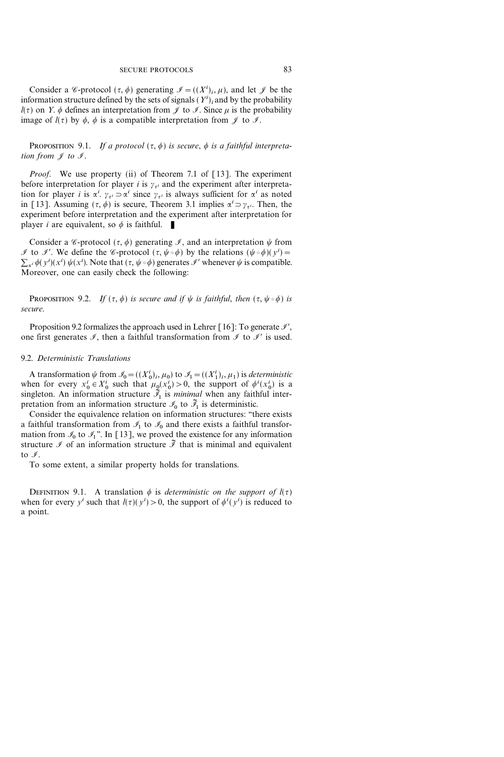Consider a $\mathscr{C}$-protocol $(\tau, \phi)$ generating $\mathscr{I} = ((X^i)_i, \mu)$, and let $\mathscr{J}$ be the information structure defined by the sets of signals $(Y^i)_i$ and by the probability $l(\tau)$ on $Y$. $\phi$ defines an interpretation from $\mathscr{J}$ to $\mathscr{I}$. Since $\mu$ is the probability image of $l(\tau)$ by $\phi$, $\phi$ is a compatible interpretation from $\mathscr{J}$ to $\mathscr{I}$.

**Proposition 9.1.** *If a protocol $(\tau, \phi)$ is secure, $\phi$ is a faithful interpretation from $\mathscr{J}$ to $\mathscr{I}$.*

*Proof.* We use property (ii) of Theorem 7.1 of [13]. The experiment before interpretation for player $i$ is $\gamma_{\tau^i}$ and the experiment after interpretation for player $i$ is $\alpha^i$. $\gamma_{\tau^i} \supset \alpha^i$ since $\gamma_{\tau^i}$ is always sufficient for $\alpha^i$ as noted in [13]. Assuming $(\tau, \phi)$ is secure, Theorem 3.1 implies $\alpha^i \supset \gamma_{\tau^i}$. Then, the experiment before interpretation and the experiment after interpretation for player $i$ are equivalent, so $\phi$ is faithful. ∎

Consider a $\mathscr{C}$-protocol $(\tau, \phi)$ generating $\mathscr{I}$, and an interpretation $\psi$ from $\mathscr{I}$ to $\mathscr{I}'$. We define the $\mathscr{C}$-protocol $(\tau, \psi \circ \phi)$ by the relations $(\psi \circ \phi)(y^i) = \sum_{x^i} \phi(y^i)(x^i) \, \psi(x^i)$. Note that $(\tau, \psi \circ \phi)$ generates $\mathscr{I}'$ whenever $\psi$ is compatible. Moreover, one can easily check the following:

**Proposition 9.2.** *If $(\tau, \phi)$ is secure and if $\psi$ is faithful, then $(\tau, \psi \circ \phi)$ is secure.*

Proposition 9.2 formalizes the approach used in Lehrer [16]: To generate $\mathscr{I}'$, one first generates $\mathscr{I}$, then a faithful transformation from $\mathscr{I}$ to $\mathscr{I}'$ is used.

### 9.2. *Deterministic Translations*

A transformation $\psi$ from $\mathscr{I}_0 = ((X_0^i)_i, \mu_0)$ to $\mathscr{I}_1 = ((X_1^i)_i, \mu_1)$ is *deterministic* when for every $x_0^i \in X_0^i$ such that $\mu_0(x_0^i) > 0$, the support of $\phi^i(x_0^i)$ is a singleton. An information structure $\tilde{\mathscr{I}}_1$ is *minimal* when any faithful interpretation from an information structure $\mathscr{I}_0$ to $\tilde{\mathscr{I}}_1$ is deterministic.

Consider the equivalence relation on information structures: "there exists a faithful transformation from $\mathscr{I}_1$ to $\mathscr{I}_0$ and there exists a faithful transformation from $\mathscr{I}_0$ to $\mathscr{I}_1$". In [13], we proved the existence for any information structure $\mathscr{I}$ of an information structure $\tilde{\mathscr{I}}$ that is minimal and equivalent to $\mathscr{I}$.

To some extent, a similar property holds for translations.

**Definition 9.1.** A translation $\phi$ is *deterministic on the support of $l(\tau)$* when for every $y^i$ such that $l(\tau)(y^i) > 0$, the support of $\phi^i(y^i)$ is reduced to a point.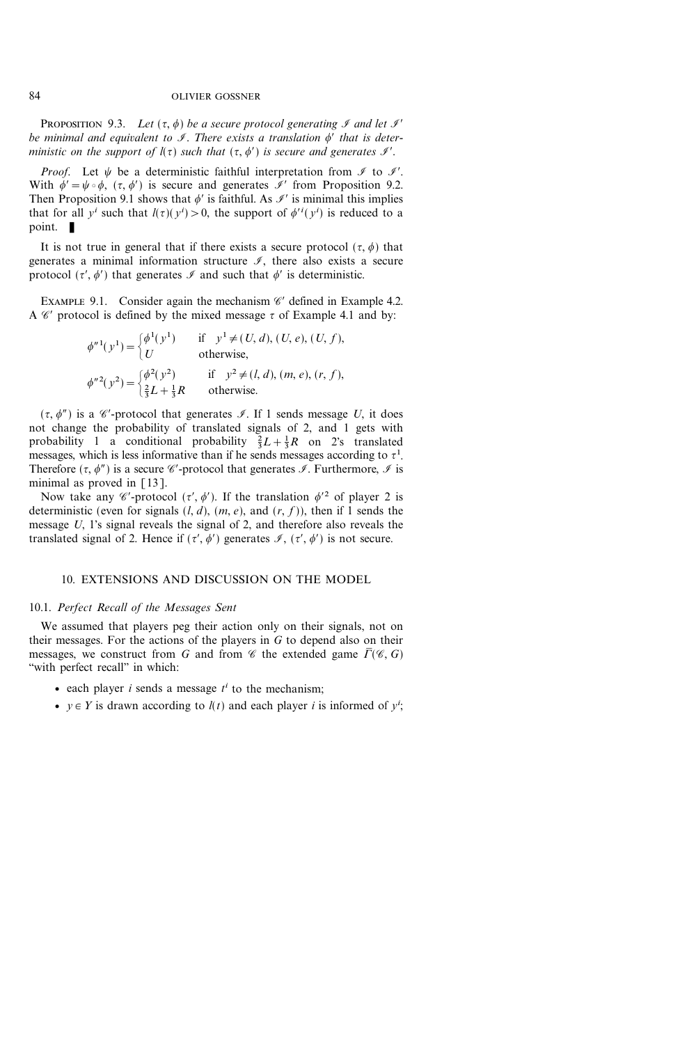**Proposition 9.3.** *Let $(\tau, \phi)$ be a secure protocol generating $\mathcal{I}$ and let $\mathcal{I}'$ be minimal and equivalent to $\mathcal{I}$. There exists a translation $\phi'$ that is deterministic on the support of $l(\tau)$ such that $(\tau, \phi')$ is secure and generates $\mathcal{I}'$.*

*Proof.* Let $\psi$ be a deterministic faithful interpretation from $\mathcal{I}$ to $\mathcal{I}'$. With $\phi' = \psi \circ \phi$, $(\tau, \phi')$ is secure and generates $\mathcal{I}'$ from Proposition 9.2. Then Proposition 9.1 shows that $\phi'$ is faithful. As $\mathcal{I}'$ is minimal this implies that for all $y^i$ such that $l(\tau)(y^i) > 0$, the support of $\phi'^i(y^i)$ is reduced to a point. ∎

It is not true in general that if there exists a secure protocol $(\tau, \phi)$ that generates a minimal information structure $\mathcal{I}$, there also exists a secure protocol $(\tau', \phi')$ that generates $\mathcal{I}$ and such that $\phi'$ is deterministic.

**Example 9.1.** Consider again the mechanism $\mathscr{C}'$ defined in Example 4.2. A $\mathscr{C}'$ protocol is defined by the mixed message $\tau$ of Example 4.1 and by:

$$\phi''^1(y^1) = \begin{cases} \phi^1(y^1) & \text{if } \quad y^1 \neq (U, d), (U, e), (U, f), \\ U & \text{otherwise,} \end{cases}$$

$$\phi''^2(y^2) = \begin{cases} \phi^2(y^2) & \text{if } \quad y^2 \neq (l, d), (m, e), (r, f), \\ \frac{2}{3}L + \frac{1}{3}R & \text{otherwise.} \end{cases}$$

$(\tau, \phi'')$ is a $\mathscr{C}'$-protocol that generates $\mathcal{I}$. If 1 sends message $U$, it does not change the probability of translated signals of 2, and 1 gets with probability 1 a conditional probability $\frac{2}{3}L + \frac{1}{3}R$ on 2's translated messages, which is less informative than if he sends messages according to $\tau^1$. Therefore $(\tau, \phi'')$ is a secure $\mathscr{C}'$-protocol that generates $\mathcal{I}$. Furthermore, $\mathcal{I}$ is minimal as proved in [13].

Now take any $\mathscr{C}'$-protocol $(\tau', \phi')$. If the translation $\phi'^2$ of player 2 is deterministic (even for signals $(l, d)$, $(m, e)$, and $(r, f)$), then if 1 sends the message $U$, 1's signal reveals the signal of 2, and therefore also reveals the translated signal of 2. Hence if $(\tau', \phi')$ generates $\mathcal{I}$, $(\tau', \phi')$ is not secure.

## 10. EXTENSIONS AND DISCUSSION ON THE MODEL

### 10.1. *Perfect Recall of the Messages Sent*

We assumed that players peg their action only on their signals, not on their messages. For the actions of the players in $G$ to depend also on their messages, we construct from $G$ and from $\mathscr{C}$ the extended game $\bar{\Gamma}(\mathscr{C}, G)$ "with perfect recall" in which:

- each player $i$ sends a message $t^i$ to the mechanism;
- $y \in Y$ is drawn according to $l(t)$ and each player $i$ is informed of $y^i$;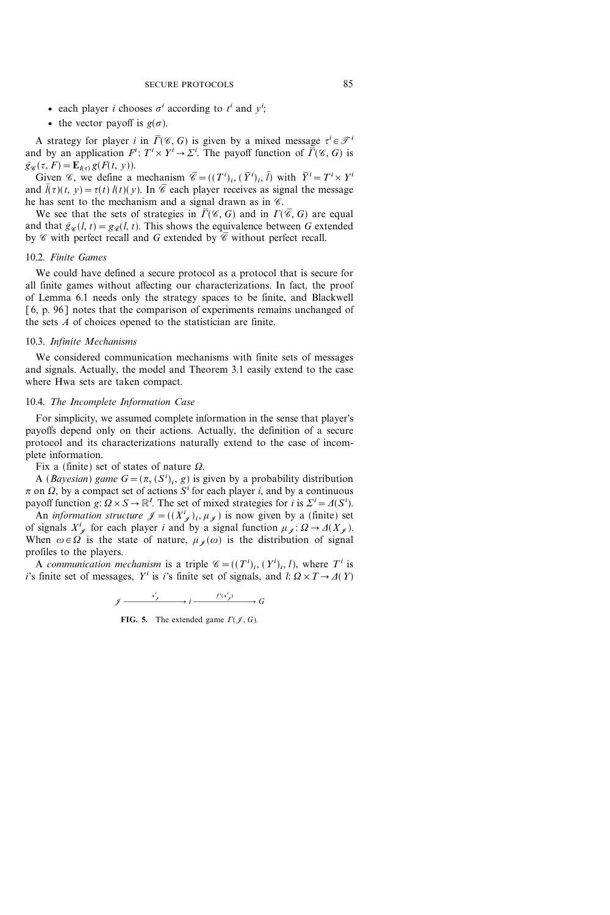- each player $i$ chooses $\sigma^i$ according to $t^i$ and $y^i$;
- the vector payoff is $g(\sigma)$.

A strategy for player $i$ in $\bar{\Gamma}(\mathscr{C}, G)$ is given by a mixed message $\tau^i \in \mathscr{T}^i$ and by an application $F^i: T^i \times Y^i \to \Sigma^i$. The payoff function of $\bar{\Gamma}(\mathscr{C}, G)$ is $\bar{g}_{\mathscr{C}}(\tau, F) = \mathbf{E}_{l(\tau)}\, g(F(t, y))$.

Given $\mathscr{C}$, we define a mechanism $\bar{\mathscr{C}} = ((T^i)_i, (\bar{Y}^i)_i, \bar{l})$ with $\bar{Y}^i = T^i \times Y^i$ and $\bar{l}(\tau)(t, y) = \tau(t)\, l(t)(y)$. In $\bar{\mathscr{C}}$ each player receives as signal the message he has sent to the mechanism and a signal drawn as in $\mathscr{C}$.

We see that the sets of strategies in $\bar{\Gamma}(\mathscr{C}, G)$ and in $\Gamma(\bar{\mathscr{C}}, G)$ are equal and that $\bar{g}_{\mathscr{C}}(l, t) = g_{\bar{\mathscr{C}}}(l, t)$. This shows the equivalence between $G$ extended by $\mathscr{C}$ with perfect recall and $G$ extended by $\bar{\mathscr{C}}$ without perfect recall.

### 10.2. *Finite Games*

We could have defined a secure protocol as a protocol that is secure for all finite games without affecting our characterizations. In fact, the proof of Lemma 6.1 needs only the strategy spaces to be finite, and Blackwell [6, p. 96] notes that the comparison of experiments remains unchanged of the sets $A$ of choices opened to the statistician are finite.

### 10.3. *Infinite Mechanisms*

We considered communication mechanisms with finite sets of messages and signals. Actually, the model and Theorem 3.1 easily extend to the case where Hwa sets are taken compact.

### 10.4. *The Incomplete Information Case*

For simplicity, we assumed complete information in the sense that player's payoffs depend only on their actions. Actually, the definition of a secure protocol and its characterizations naturally extend to the case of incomplete information.

Fix a (finite) set of states of nature $\Omega$.

A (*Bayesian*) *game* $G = (\pi, (S^i)_i, g)$ is given by a probability distribution $\pi$ on $\Omega$, by a compact set of actions $S^i$ for each player $i$, and by a continuous payoff function $g: \Omega \times S \to \mathbb{R}^I$. The set of mixed strategies for $i$ is $\Sigma^i = \Delta(S^i)$.

An *information structure* $\mathscr{J} = ((X^i_{\mathscr{J}})_i, \mu_{\mathscr{J}})$ is now given by a (finite) set of signals $X^i_{\mathscr{J}}$ for each player $i$ and by a signal function $\mu_{\mathscr{J}}: \Omega \to \Delta(X_{\mathscr{J}})$. When $\omega \in \Omega$ is the state of nature, $\mu_{\mathscr{J}}(\omega)$ is the distribution of signal profiles to the players.

A *communication mechanism* is a triple $\mathscr{C} = ((T^i)_i, (Y^i)_i, l)$, where $T^i$ is $i$'s finite set of messages, $Y^i$ is $i$'s finite set of signals, and $l: \Omega \times T \to \Delta(Y)$

$$\mathscr{J} \xrightarrow{\quad x^i_{\mathscr{J}} \quad} i \xrightarrow{\quad f^i(x^i_{\mathscr{J}}) \quad} G$$

**FIG. 5.** The extended game $\Gamma(\mathscr{J}, G)$.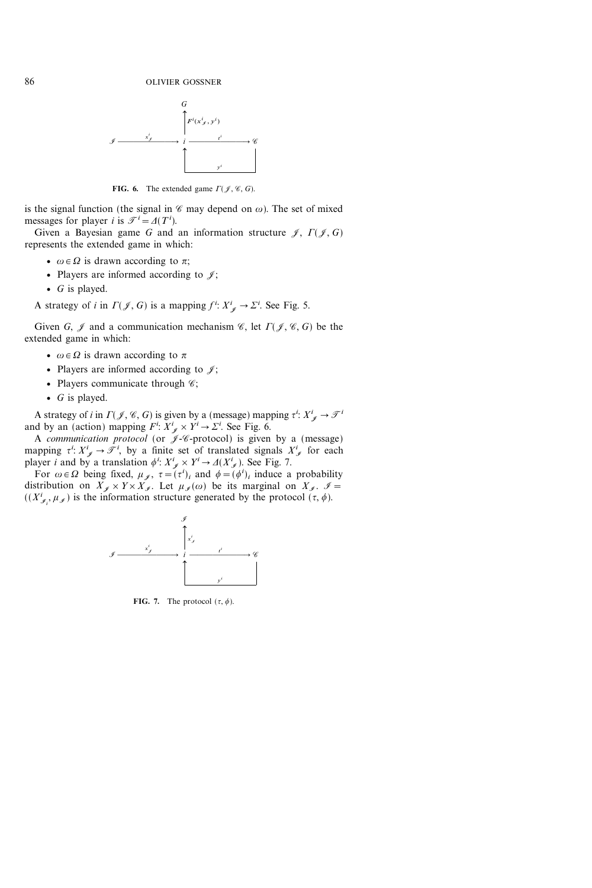**FIG. 6.** The extended game $\Gamma(\mathscr{I}, \mathscr{C}, G)$.

is the signal function (the signal in $\mathscr{C}$ may depend on $\omega$). The set of mixed messages for player $i$ is $\mathscr{T}^i = \Delta(T^i)$.

Given a Bayesian game $G$ and an information structure $\mathscr{I}$, $\Gamma(\mathscr{I}, G)$ represents the extended game in which:

- $\omega \in \Omega$ is drawn according to $\pi$;
- Players are informed according to $\mathscr{I}$;
- $G$ is played.

A strategy of $i$ in $\Gamma(\mathscr{I}, G)$ is a mapping $f^i: X^i_{\mathscr{I}} \to \Sigma^i$. See Fig. 5.

Given $G$, $\mathscr{I}$ and a communication mechanism $\mathscr{C}$, let $\Gamma(\mathscr{I}, \mathscr{C}, G)$ be the extended game in which:

- $\omega \in \Omega$ is drawn according to $\pi$
- Players are informed according to $\mathscr{I}$;
- Players communicate through $\mathscr{C}$;
- $G$ is played.

A strategy of $i$ in $\Gamma(\mathscr{I}, \mathscr{C}, G)$ is given by a (message) mapping $\tau^i: X^i_{\mathscr{I}} \to \mathscr{T}^i$ and by an (action) mapping $F^i: X^i_{\mathscr{I}} \times Y^i \to \Sigma^i$. See Fig. 6.

A *communication protocol* (or $\mathscr{I}$-$\mathscr{C}$-protocol) is given by a (message) mapping $\tau^i: X^i_{\mathscr{I}} \to \mathscr{T}^i$, by a finite set of translated signals $X^i_{\mathscr{J}}$ for each player $i$ and by a translation $\phi^i: X^i_{\mathscr{I}} \times Y^i \to \Delta(X^i_{\mathscr{J}})$. See Fig. 7.

For $\omega \in \Omega$ being fixed, $\mu_{\mathscr{I}}$, $\tau = (\tau^i)_i$ and $\phi = (\phi^i)_i$ induce a probability distribution on $X_{\mathscr{I}} \times Y \times X_{\mathscr{J}}$. Let $\mu_{\mathscr{J}}(\omega)$ be its marginal on $X_{\mathscr{J}}$. $\mathscr{J} = ((X^i_{\mathscr{J}_i}, \mu_{\mathscr{J}})$ is the information structure generated by the protocol $(\tau, \phi)$.

**FIG. 7.** The protocol $(\tau, \phi)$.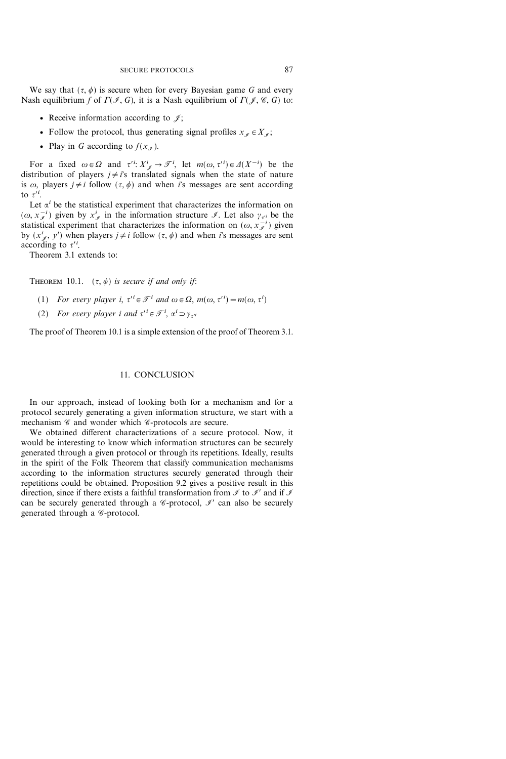We say that $(\tau, \phi)$ is secure when for every Bayesian game $G$ and every Nash equilibrium $f$ of $\Gamma(\mathscr{I}, G)$, it is a Nash equilibrium of $\Gamma(\mathscr{J}, \mathscr{C}, G)$ to:

- Receive information according to $\mathscr{J}$;
- Follow the protocol, thus generating signal profiles $x_{\mathscr{I}} \in X_{\mathscr{I}}$;
- Play in $G$ according to $f(x_{\mathscr{I}})$.

For a fixed $\omega \in \Omega$ and $\tau'^i: X^i_{\mathscr{J}} \to \mathscr{T}^i$, let $m(\omega, \tau'^i) \in \Delta(X^{-i})$ be the distribution of players $j \neq i$'s translated signals when the state of nature is $\omega$, players $j \neq i$ follow $(\tau, \phi)$ and when $i$'s messages are sent according to $\tau'^i$.

Let $\alpha^i$ be the statistical experiment that characterizes the information on $(\omega, x^{-i}_{\mathscr{I}})$ given by $x^i_{\mathscr{I}}$ in the information structure $\mathscr{I}$. Let also $\gamma_{\tau'^i}$ be the statistical experiment that characterizes the information on $(\omega, x^{-i}_{\mathscr{I}})$ given by $(x^i_{\mathscr{J}}, y^i)$ when players $j \neq i$ follow $(\tau, \phi)$ and when $i$'s messages are sent according to $\tau'^i$.

Theorem 3.1 extends to:

**Theorem 10.1.** *$(\tau, \phi)$ is secure if and only if:*

1. *For every player $i$, $\tau'^i \in \mathscr{T}^i$ and $\omega \in \Omega$, $m(\omega, \tau'^i) = m(\omega, \tau^i)$*
2. *For every player $i$ and $\tau'^i \in \mathscr{T}^i$, $\alpha^i \supset \gamma_{\tau'^i}$*

The proof of Theorem 10.1 is a simple extension of the proof of Theorem 3.1.

## 11. CONCLUSION

In our approach, instead of looking both for a mechanism and for a protocol securely generating a given information structure, we start with a mechanism $\mathscr{C}$ and wonder which $\mathscr{C}$-protocols are secure.

We obtained different characterizations of a secure protocol. Now, it would be interesting to know which information structures can be securely generated through a given protocol or through its repetitions. Ideally, results in the spirit of the Folk Theorem that classify communication mechanisms according to the information structures securely generated through their repetitions could be obtained. Proposition 9.2 gives a positive result in this direction, since if there exists a faithful transformation from $\mathscr{I}$ to $\mathscr{I}'$ and if $\mathscr{I}$ can be securely generated through a $\mathscr{C}$-protocol, $\mathscr{I}'$ can also be securely generated through a $\mathscr{C}$-protocol.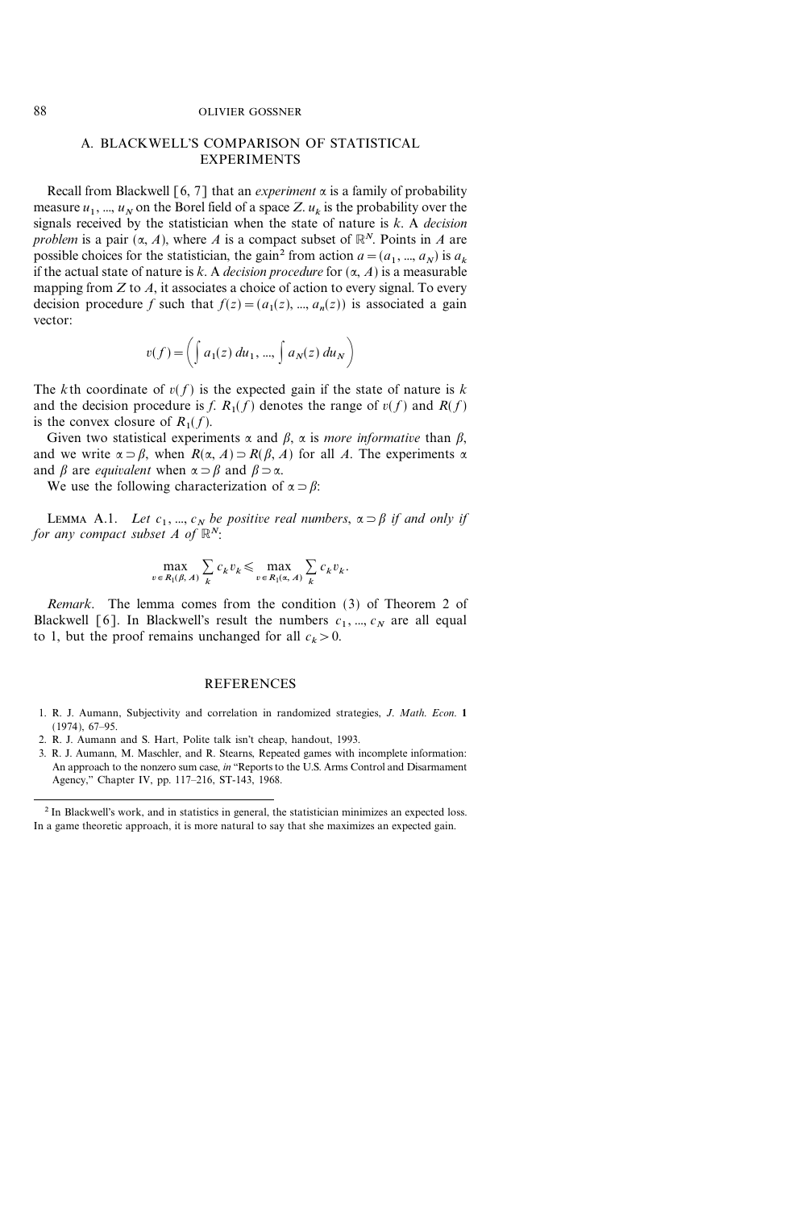## A. BLACKWELL'S COMPARISON OF STATISTICAL EXPERIMENTS

Recall from Blackwell [6, 7] that an *experiment* $\alpha$ is a family of probability measure $u_1, ..., u_N$ on the Borel field of a space $Z$. $u_k$ is the probability over the signals received by the statistician when the state of nature is $k$. A *decision problem* is a pair $(\alpha, A)$, where $A$ is a compact subset of $\mathbb{R}^N$. Points in $A$ are possible choices for the statistician, the gain[2] from action $a = (a_1, ..., a_N)$ is $a_k$ if the actual state of nature is $k$. A *decision procedure* for $(\alpha, A)$ is a measurable mapping from $Z$ to $A$, it associates a choice of action to every signal. To every decision procedure $f$ such that $f(z) = (a_1(z), ..., a_n(z))$ is associated a gain vector:

$$v(f) = \left( \int a_1(z)\, du_1, ..., \int a_N(z)\, du_N \right)$$

The $k$th coordinate of $v(f)$ is the expected gain if the state of nature is $k$ and the decision procedure is $f$. $R_1(f)$ denotes the range of $v(f)$ and $R(f)$ is the convex closure of $R_1(f)$.

Given two statistical experiments $\alpha$ and $\beta$, $\alpha$ is *more informative* than $\beta$, and we write $\alpha \supset \beta$, when $R(\alpha, A) \supset R(\beta, A)$ for all $A$. The experiments $\alpha$ and $\beta$ are *equivalent* when $\alpha \supset \beta$ and $\beta \supset \alpha$.

We use the following characterization of $\alpha \supset \beta$:

LEMMA A.1. *Let $c_1, ..., c_N$ be positive real numbers, $\alpha \supset \beta$ if and only if for any compact subset $A$ of $\mathbb{R}^N$*:

$$\max_{v \in R_1(\beta, A)} \sum_k c_k v_k \leqslant \max_{v \in R_1(\alpha, A)} \sum_k c_k v_k.$$

*Remark*. The lemma comes from the condition (3) of Theorem 2 of Blackwell [6]. In Blackwell's result the numbers $c_1, ..., c_N$ are all equal to 1, but the proof remains unchanged for all $c_k > 0$.

## REFERENCES

1. R. J. Aumann, Subjectivity and correlation in randomized strategies, *J. Math. Econ.* **1** (1974), 67–95.
2. R. J. Aumann and S. Hart, Polite talk isn't cheap, handout, 1993.
3. R. J. Aumann, M. Maschler, and R. Stearns, Repeated games with incomplete information: An approach to the nonzero sum case, *in* "Reports to the U.S. Arms Control and Disarmament Agency," Chapter IV, pp. 117–216, ST-143, 1968.

[2] In Blackwell's work, and in statistics in general, the statistician minimizes an expected loss. In a game theoretic approach, it is more natural to say that she maximizes an expected gain.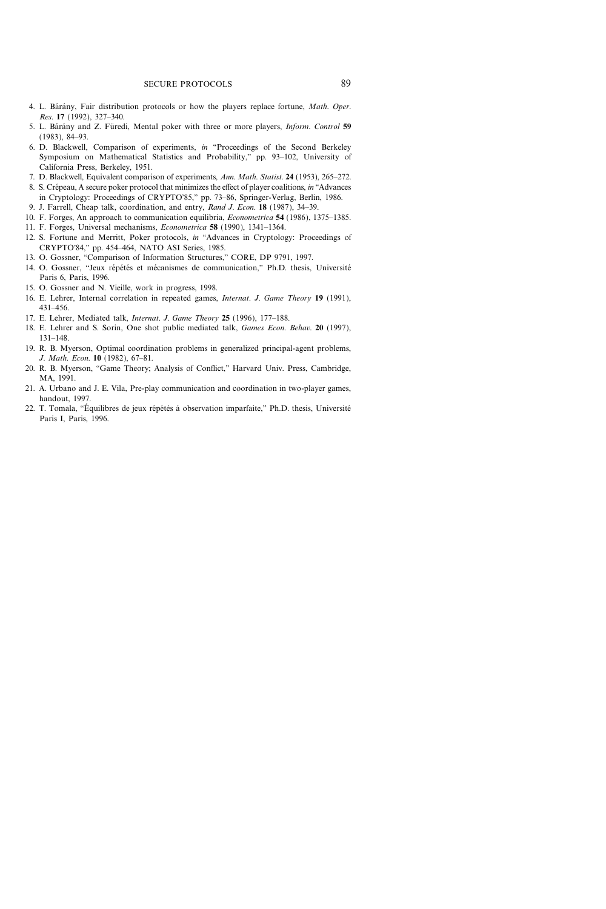4. L. Bárány, Fair distribution protocols or how the players replace fortune, *Math. Oper. Res.* **17** (1992), 327–340.
5. L. Bárány and Z. Füredi, Mental poker with three or more players, *Inform. Control* **59** (1983), 84–93.
6. D. Blackwell, Comparison of experiments, *in* "Proceedings of the Second Berkeley Symposium on Mathematical Statistics and Probability," pp. 93–102, University of California Press, Berkeley, 1951.
7. D. Blackwell, Equivalent comparison of experiments, *Ann. Math. Statist.* **24** (1953), 265–272.
8. S. Crépeau, A secure poker protocol that minimizes the effect of player coalitions, *in* "Advances in Cryptology: Proceedings of CRYPTO'85," pp. 73–86, Springer-Verlag, Berlin, 1986.
9. J. Farrell, Cheap talk, coordination, and entry, *Rand J. Econ.* **18** (1987), 34–39.
10. F. Forges, An approach to communication equilibria, *Econometrica* **54** (1986), 1375–1385.
11. F. Forges, Universal mechanisms, *Econometrica* **58** (1990), 1341–1364.
12. S. Fortune and Merritt, Poker protocols, *in* "Advances in Cryptology: Proceedings of CRYPTO'84," pp. 454–464, NATO ASI Series, 1985.
13. O. Gossner, "Comparison of Information Structures," CORE, DP 9791, 1997.
14. O. Gossner, "Jeux répétés et mécanismes de communication," Ph.D. thesis, Université Paris 6, Paris, 1996.
15. O. Gossner and N. Vieille, work in progress, 1998.
16. E. Lehrer, Internal correlation in repeated games, *Internat. J. Game Theory* **19** (1991), 431–456.
17. E. Lehrer, Mediated talk, *Internat. J. Game Theory* **25** (1996), 177–188.
18. E. Lehrer and S. Sorin, One shot public mediated talk, *Games Econ. Behav.* **20** (1997), 131–148.
19. R. B. Myerson, Optimal coordination problems in generalized principal-agent problems, *J. Math. Econ.* **10** (1982), 67–81.
20. R. B. Myerson, "Game Theory; Analysis of Conflict," Harvard Univ. Press, Cambridge, MA, 1991.
21. A. Urbano and J. E. Vila, Pre-play communication and coordination in two-player games, handout, 1997.
22. T. Tomala, "Équilibres de jeux répétés á observation imparfaite," Ph.D. thesis, Université Paris I, Paris, 1996.